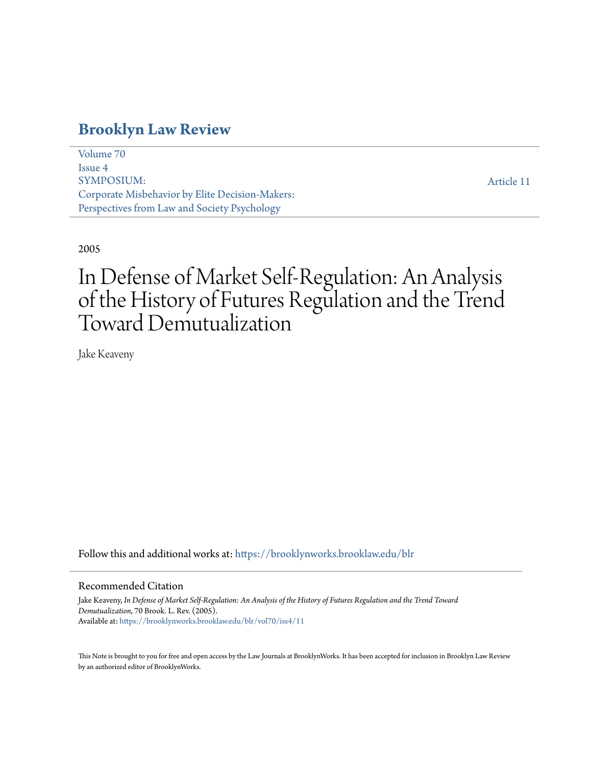# Brooklyn Law Review

Volume 70
Issue 4
SYMPOSIUM:
Corporate Misbehavior by Elite Decision-Makers:
Perspectives from Law and Society Psychology

Article 11

2005

# In Defense of Market Self-Regulation: An Analysis of the History of Futures Regulation and the Trend Toward Demutualization

Jake Keaveny

Follow this and additional works at: https://brooklynworks.brooklaw.edu/blr

## Recommended Citation

Jake Keaveny, *In Defense of Market Self-Regulation: An Analysis of the History of Futures Regulation and the Trend Toward Demutualization*, 70 Brook. L. Rev. (2005).
Available at: https://brooklynworks.brooklaw.edu/blr/vol70/iss4/11

This Note is brought to you for free and open access by the Law Journals at BrooklynWorks. It has been accepted for inclusion in Brooklyn Law Review by an authorized editor of BrooklynWorks.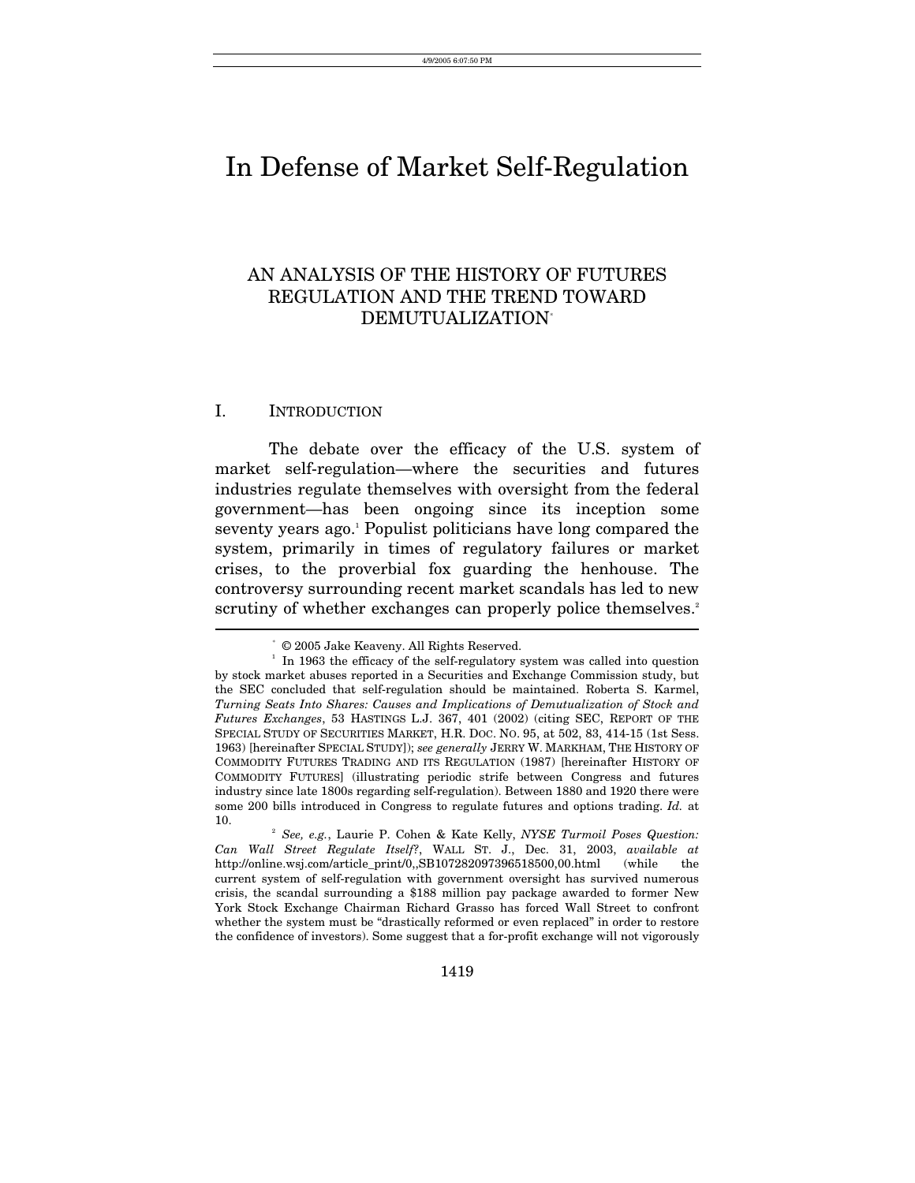# In Defense of Market Self-Regulation

## AN ANALYSIS OF THE HISTORY OF FUTURES REGULATION AND THE TREND TOWARD DEMUTUALIZATION[*]

### I. INTRODUCTION

The debate over the efficacy of the U.S. system of market self-regulation—where the securities and futures industries regulate themselves with oversight from the federal government—has been ongoing since its inception some seventy years ago.[1] Populist politicians have long compared the system, primarily in times of regulatory failures or market crises, to the proverbial fox guarding the henhouse. The controversy surrounding recent market scandals has led to new scrutiny of whether exchanges can properly police themselves.[2]

---

[*] © 2005 Jake Keaveny. All Rights Reserved.

[1] In 1963 the efficacy of the self-regulatory system was called into question by stock market abuses reported in a Securities and Exchange Commission study, but the SEC concluded that self-regulation should be maintained. Roberta S. Karmel, *Turning Seats Into Shares: Causes and Implications of Demutualization of Stock and Futures Exchanges*, 53 HASTINGS L.J. 367, 401 (2002) (citing SEC, REPORT OF THE SPECIAL STUDY OF SECURITIES MARKET, H.R. DOC. NO. 95, at 502, 83, 414-15 (1st Sess. 1963) [hereinafter SPECIAL STUDY]); *see generally* JERRY W. MARKHAM, THE HISTORY OF COMMODITY FUTURES TRADING AND ITS REGULATION (1987) [hereinafter HISTORY OF COMMODITY FUTURES] (illustrating periodic strife between Congress and futures industry since late 1800s regarding self-regulation). Between 1880 and 1920 there were some 200 bills introduced in Congress to regulate futures and options trading. *Id.* at 10.

[2] *See, e.g.*, Laurie P. Cohen & Kate Kelly, *NYSE Turmoil Poses Question: Can Wall Street Regulate Itself?*, WALL ST. J., Dec. 31, 2003, *available at* http://online.wsj.com/article_print/0,,SB107282097396518500,00.html (while the current system of self-regulation with government oversight has survived numerous crisis, the scandal surrounding a $188 million pay package awarded to former New York Stock Exchange Chairman Richard Grasso has forced Wall Street to confront whether the system must be "drastically reformed or even replaced" in order to restore the confidence of investors). Some suggest that a for-profit exchange will not vigorously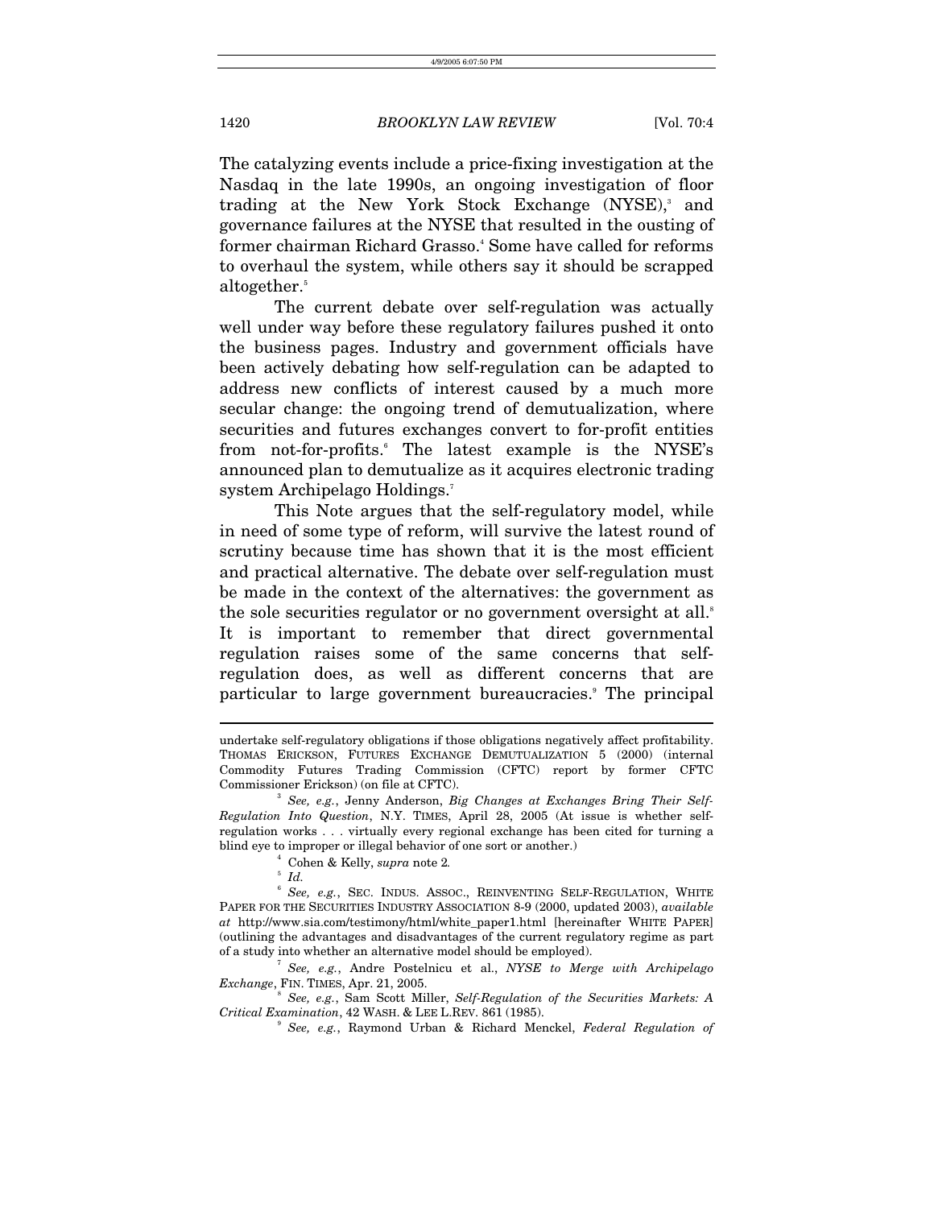The catalyzing events include a price-fixing investigation at the Nasdaq in the late 1990s, an ongoing investigation of floor trading at the New York Stock Exchange (NYSE),[3] and governance failures at the NYSE that resulted in the ousting of former chairman Richard Grasso.[4] Some have called for reforms to overhaul the system, while others say it should be scrapped altogether.[5]

The current debate over self-regulation was actually well under way before these regulatory failures pushed it onto the business pages. Industry and government officials have been actively debating how self-regulation can be adapted to address new conflicts of interest caused by a much more secular change: the ongoing trend of demutualization, where securities and futures exchanges convert to for-profit entities from not-for-profits.[6] The latest example is the NYSE's announced plan to demutualize as it acquires electronic trading system Archipelago Holdings.[7]

This Note argues that the self-regulatory model, while in need of some type of reform, will survive the latest round of scrutiny because time has shown that it is the most efficient and practical alternative. The debate over self-regulation must be made in the context of the alternatives: the government as the sole securities regulator or no government oversight at all.[8] It is important to remember that direct governmental regulation raises some of the same concerns that self-regulation does, as well as different concerns that are particular to large government bureaucracies.[9] The principal

---

undertake self-regulatory obligations if those obligations negatively affect profitability. THOMAS ERICKSON, FUTURES EXCHANGE DEMUTUALIZATION 5 (2000) (internal Commodity Futures Trading Commission (CFTC) report by former CFTC Commissioner Erickson) (on file at CFTC).

[3] *See, e.g.*, Jenny Anderson, *Big Changes at Exchanges Bring Their Self-Regulation Into Question*, N.Y. TIMES, April 28, 2005 (At issue is whether self-regulation works . . . virtually every regional exchange has been cited for turning a blind eye to improper or illegal behavior of one sort or another.)

[4] Cohen & Kelly, *supra* note 2.

[5] *Id.*

[6] *See, e.g.*, SEC. INDUS. ASSOC., REINVENTING SELF-REGULATION, WHITE PAPER FOR THE SECURITIES INDUSTRY ASSOCIATION 8-9 (2000, updated 2003), *available at* http://www.sia.com/testimony/html/white_paper1.html [hereinafter WHITE PAPER] (outlining the advantages and disadvantages of the current regulatory regime as part of a study into whether an alternative model should be employed).

[7] *See, e.g.*, Andre Postelnicu et al., *NYSE to Merge with Archipelago Exchange*, FIN. TIMES, Apr. 21, 2005.

[8] *See, e.g.*, Sam Scott Miller, *Self-Regulation of the Securities Markets: A Critical Examination*, 42 WASH. & LEE L.REV. 861 (1985).

[9] *See, e.g.*, Raymond Urban & Richard Menckel, *Federal Regulation of*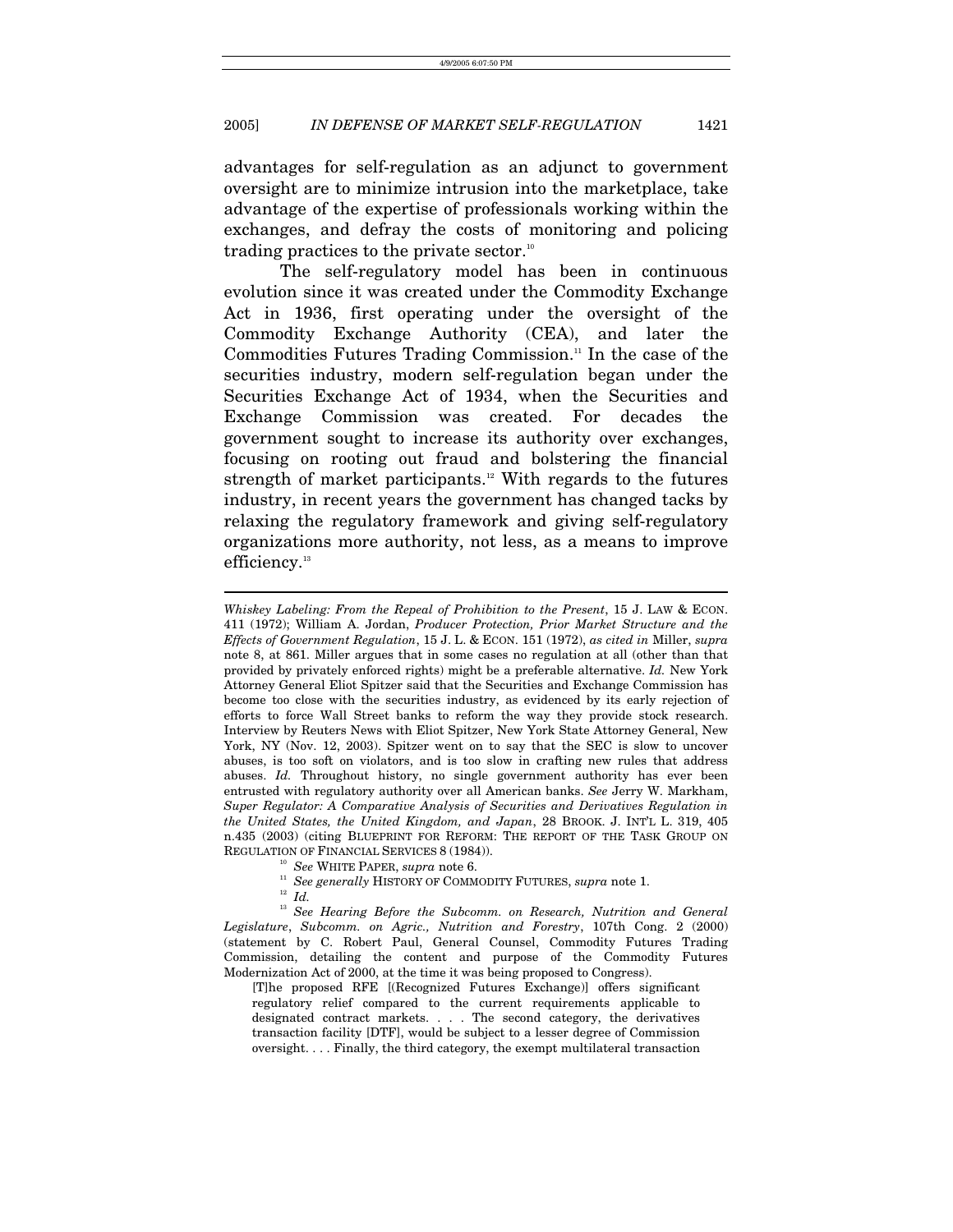advantages for self-regulation as an adjunct to government oversight are to minimize intrusion into the marketplace, take advantage of the expertise of professionals working within the exchanges, and defray the costs of monitoring and policing trading practices to the private sector.[10]

The self-regulatory model has been in continuous evolution since it was created under the Commodity Exchange Act in 1936, first operating under the oversight of the Commodity Exchange Authority (CEA), and later the Commodities Futures Trading Commission.[11] In the case of the securities industry, modern self-regulation began under the Securities Exchange Act of 1934, when the Securities and Exchange Commission was created. For decades the government sought to increase its authority over exchanges, focusing on rooting out fraud and bolstering the financial strength of market participants.[12] With regards to the futures industry, in recent years the government has changed tacks by relaxing the regulatory framework and giving self-regulatory organizations more authority, not less, as a means to improve efficiency.[13]

---

*Whiskey Labeling: From the Repeal of Prohibition to the Present*, 15 J. LAW & ECON. 411 (1972); William A. Jordan, *Producer Protection, Prior Market Structure and the Effects of Government Regulation*, 15 J. L. & ECON. 151 (1972), *as cited in* Miller, *supra* note 8, at 861. Miller argues that in some cases no regulation at all (other than that provided by privately enforced rights) might be a preferable alternative. *Id.* New York Attorney General Eliot Spitzer said that the Securities and Exchange Commission has become too close with the securities industry, as evidenced by its early rejection of efforts to force Wall Street banks to reform the way they provide stock research. Interview by Reuters News with Eliot Spitzer, New York State Attorney General, New York, NY (Nov. 12, 2003). Spitzer went on to say that the SEC is slow to uncover abuses, is too soft on violators, and is too slow in crafting new rules that address abuses. *Id.* Throughout history, no single government authority has ever been entrusted with regulatory authority over all American banks. *See* Jerry W. Markham, *Super Regulator: A Comparative Analysis of Securities and Derivatives Regulation in the United States, the United Kingdom, and Japan*, 28 BROOK. J. INT'L L. 319, 405 n.435 (2003) (citing BLUEPRINT FOR REFORM: THE REPORT OF THE TASK GROUP ON REGULATION OF FINANCIAL SERVICES 8 (1984)).

[10] *See* WHITE PAPER, *supra* note 6.

[11] *See generally* HISTORY OF COMMODITY FUTURES, *supra* note 1.

[12] *Id.*

[13] *See Hearing Before the Subcomm. on Research, Nutrition and General Legislature*, *Subcomm. on Agric., Nutrition and Forestry*, 107th Cong. 2 (2000) (statement by C. Robert Paul, General Counsel, Commodity Futures Trading Commission, detailing the content and purpose of the Commodity Futures Modernization Act of 2000, at the time it was being proposed to Congress).

> [T]he proposed RFE [(Recognized Futures Exchange)] offers significant regulatory relief compared to the current requirements applicable to designated contract markets. . . . The second category, the derivatives transaction facility [DTF], would be subject to a lesser degree of Commission oversight. . . . Finally, the third category, the exempt multilateral transaction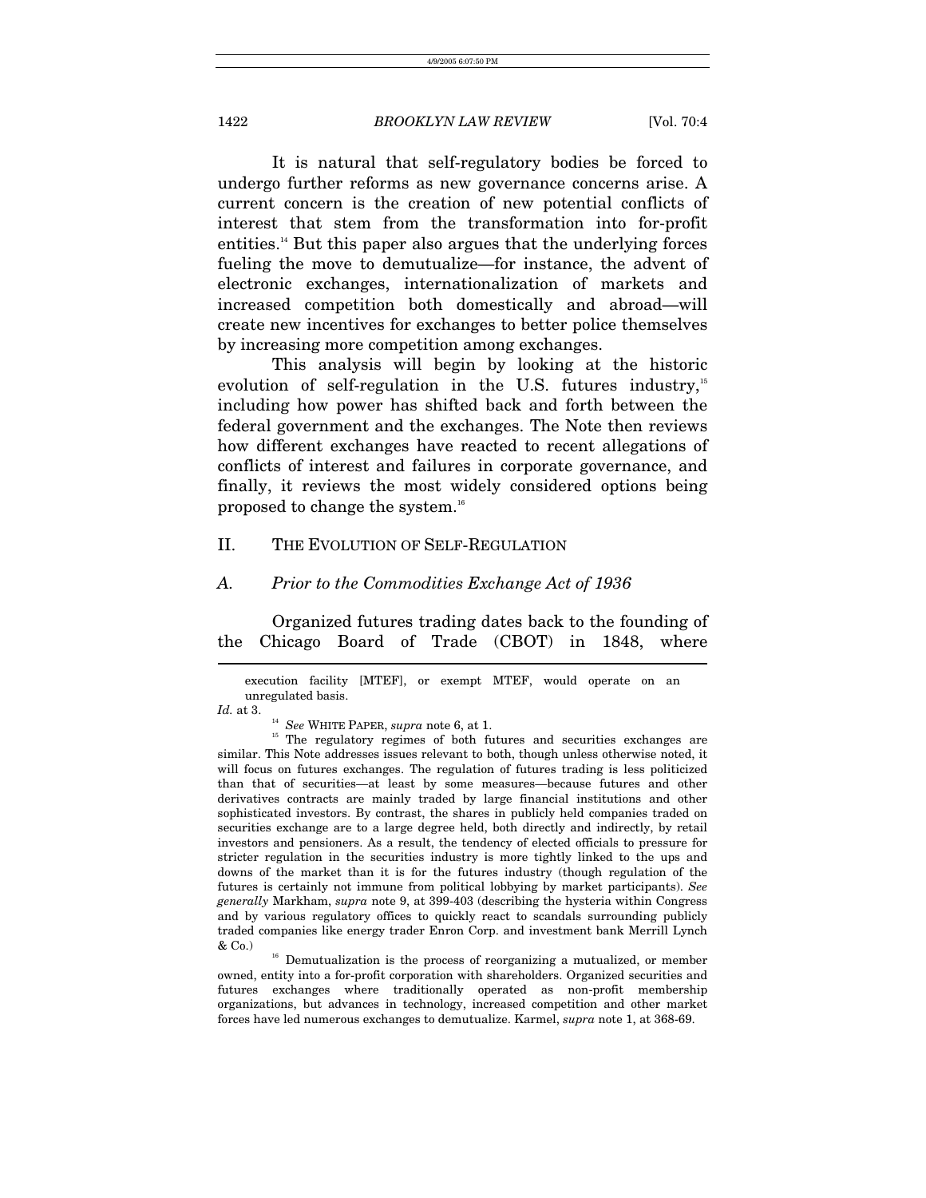It is natural that self-regulatory bodies be forced to undergo further reforms as new governance concerns arise. A current concern is the creation of new potential conflicts of interest that stem from the transformation into for-profit entities.[14] But this paper also argues that the underlying forces fueling the move to demutualize—for instance, the advent of electronic exchanges, internationalization of markets and increased competition both domestically and abroad—will create new incentives for exchanges to better police themselves by increasing more competition among exchanges.

This analysis will begin by looking at the historic evolution of self-regulation in the U.S. futures industry,[15] including how power has shifted back and forth between the federal government and the exchanges. The Note then reviews how different exchanges have reacted to recent allegations of conflicts of interest and failures in corporate governance, and finally, it reviews the most widely considered options being proposed to change the system.[16]

## II. THE EVOLUTION OF SELF-REGULATION

### A. *Prior to the Commodities Exchange Act of 1936*

Organized futures trading dates back to the founding of the Chicago Board of Trade (CBOT) in 1848, where

---

> execution facility [MTEF], or exempt MTEF, would operate on an unregulated basis.

*Id.* at 3.

[14] *See* WHITE PAPER, *supra* note 6, at 1.

[15] The regulatory regimes of both futures and securities exchanges are similar. This Note addresses issues relevant to both, though unless otherwise noted, it will focus on futures exchanges. The regulation of futures trading is less politicized than that of securities—at least by some measures—because futures and other derivatives contracts are mainly traded by large financial institutions and other sophisticated investors. By contrast, the shares in publicly held companies traded on securities exchange are to a large degree held, both directly and indirectly, by retail investors and pensioners. As a result, the tendency of elected officials to pressure for stricter regulation in the securities industry is more tightly linked to the ups and downs of the market than it is for the futures industry (though regulation of the futures is certainly not immune from political lobbying by market participants). *See generally* Markham, *supra* note 9, at 399-403 (describing the hysteria within Congress and by various regulatory offices to quickly react to scandals surrounding publicly traded companies like energy trader Enron Corp. and investment bank Merrill Lynch & Co.)

[16] Demutualization is the process of reorganizing a mutualized, or member owned, entity into a for-profit corporation with shareholders. Organized securities and futures exchanges where traditionally operated as non-profit membership organizations, but advances in technology, increased competition and other market forces have led numerous exchanges to demutualize. Karmel, *supra* note 1, at 368-69.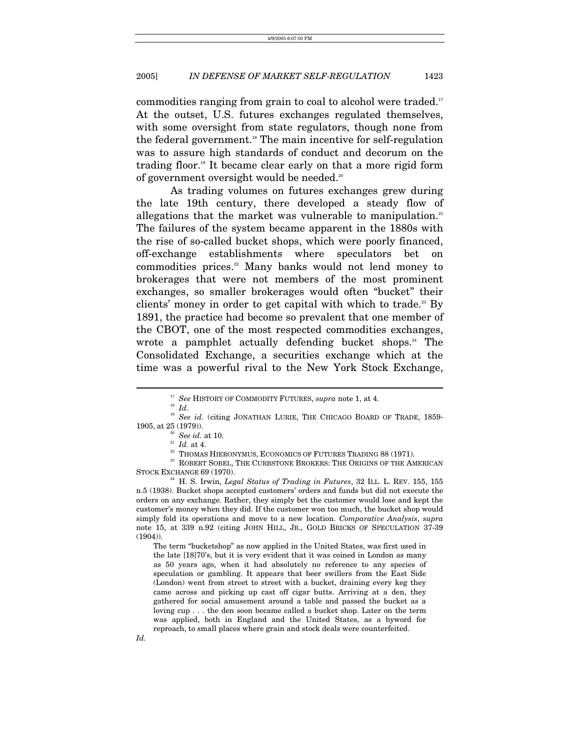commodities ranging from grain to coal to alcohol were traded.[17] At the outset, U.S. futures exchanges regulated themselves, with some oversight from state regulators, though none from the federal government.[18] The main incentive for self-regulation was to assure high standards of conduct and decorum on the trading floor.[19] It became clear early on that a more rigid form of government oversight would be needed.[20]

As trading volumes on futures exchanges grew during the late 19th century, there developed a steady flow of allegations that the market was vulnerable to manipulation.[21] The failures of the system became apparent in the 1880s with the rise of so-called bucket shops, which were poorly financed, off-exchange establishments where speculators bet on commodities prices.[22] Many banks would not lend money to brokerages that were not members of the most prominent exchanges, so smaller brokerages would often "bucket" their clients' money in order to get capital with which to trade.[23] By 1891, the practice had become so prevalent that one member of the CBOT, one of the most respected commodities exchanges, wrote a pamphlet actually defending bucket shops.[24] The Consolidated Exchange, a securities exchange which at the time was a powerful rival to the New York Stock Exchange,

---

[17] *See* HISTORY OF COMMODITY FUTURES, *supra* note 1, at 4.

[18] *Id*.

[19] *See id.* (citing JONATHAN LURIE, THE CHICAGO BOARD OF TRADE, 1859-1905, at 25 (1979)).

[20] *See id.* at 10.

[21] *Id.* at 4.

[22] THOMAS HIERONYMUS, ECONOMICS OF FUTURES TRADING 88 (1971).

[23] ROBERT SOBEL, THE CURBSTONE BROKERS: THE ORIGINS OF THE AMERICAN STOCK EXCHANGE 69 (1970).

[24] H. S. Irwin, *Legal Status of Trading in Futures*, 32 ILL. L. REV. 155, 155 n.5 (1938). Bucket shops accepted customers' orders and funds but did not execute the orders on any exchange. Rather, they simply bet the customer would lose and kept the customer's money when they did. If the customer won too much, the bucket shop would simply fold its operations and move to a new location. *Comparative Analysis*, *supra* note 15, at 339 n.92 (citing JOHN HILL, JR., GOLD BRICKS OF SPECULATION 37-39 (1904)).

> The term "bucketshop" as now applied in the United States, was first used in the late [18]70's, but it is very evident that it was coined in London as many as 50 years ago, when it had absolutely no reference to any species of speculation or gambling. It appears that beer swillers from the East Side (London) went from street to street with a bucket, draining every keg they came across and picking up cast off cigar butts. Arriving at a den, they gathered for social amusement around a table and passed the bucket as a loving cup . . . the den soon became called a bucket shop. Later on the term was applied, both in England and the United States, as a byword for reproach, to small places where grain and stock deals were counterfeited.

*Id.*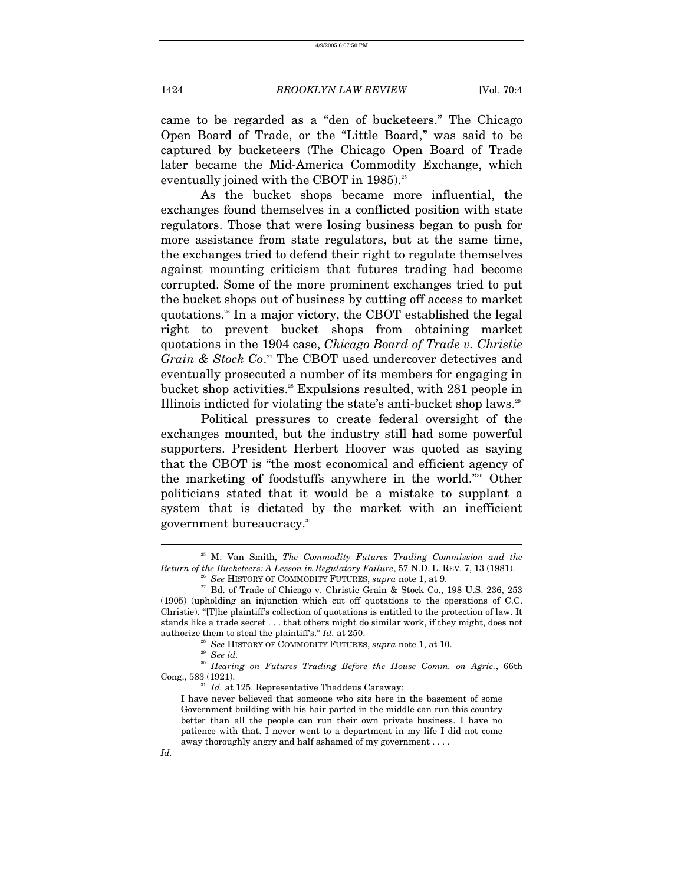came to be regarded as a "den of bucketeers." The Chicago Open Board of Trade, or the "Little Board," was said to be captured by bucketeers (The Chicago Open Board of Trade later became the Mid-America Commodity Exchange, which eventually joined with the CBOT in 1985).[25]

As the bucket shops became more influential, the exchanges found themselves in a conflicted position with state regulators. Those that were losing business began to push for more assistance from state regulators, but at the same time, the exchanges tried to defend their right to regulate themselves against mounting criticism that futures trading had become corrupted. Some of the more prominent exchanges tried to put the bucket shops out of business by cutting off access to market quotations.[26] In a major victory, the CBOT established the legal right to prevent bucket shops from obtaining market quotations in the 1904 case, *Chicago Board of Trade v. Christie Grain & Stock Co*.[27] The CBOT used undercover detectives and eventually prosecuted a number of its members for engaging in bucket shop activities.[28] Expulsions resulted, with 281 people in Illinois indicted for violating the state's anti-bucket shop laws.[29]

Political pressures to create federal oversight of the exchanges mounted, but the industry still had some powerful supporters. President Herbert Hoover was quoted as saying that the CBOT is "the most economical and efficient agency of the marketing of foodstuffs anywhere in the world."[30] Other politicians stated that it would be a mistake to supplant a system that is dictated by the market with an inefficient government bureaucracy.[31]

---

[25] M. Van Smith, *The Commodity Futures Trading Commission and the Return of the Bucketeers: A Lesson in Regulatory Failure*, 57 N.D. L. REV. 7, 13 (1981).

[26] *See* HISTORY OF COMMODITY FUTURES, *supra* note 1, at 9.

[27] Bd. of Trade of Chicago v. Christie Grain & Stock Co., 198 U.S. 236, 253 (1905) (upholding an injunction which cut off quotations to the operations of C.C. Christie). "[T]he plaintiff's collection of quotations is entitled to the protection of law. It stands like a trade secret . . . that others might do similar work, if they might, does not authorize them to steal the plaintiff's." *Id.* at 250.

[28] *See* HISTORY OF COMMODITY FUTURES, *supra* note 1, at 10.

[29] *See id.*

[30] *Hearing on Futures Trading Before the House Comm. on Agric.*, 66th Cong., 583 (1921).

[31] *Id.* at 125. Representative Thaddeus Caraway:

> I have never believed that someone who sits here in the basement of some Government building with his hair parted in the middle can run this country better than all the people can run their own private business. I have no patience with that. I never went to a department in my life I did not come away thoroughly angry and half ashamed of my government . . . .

*Id.*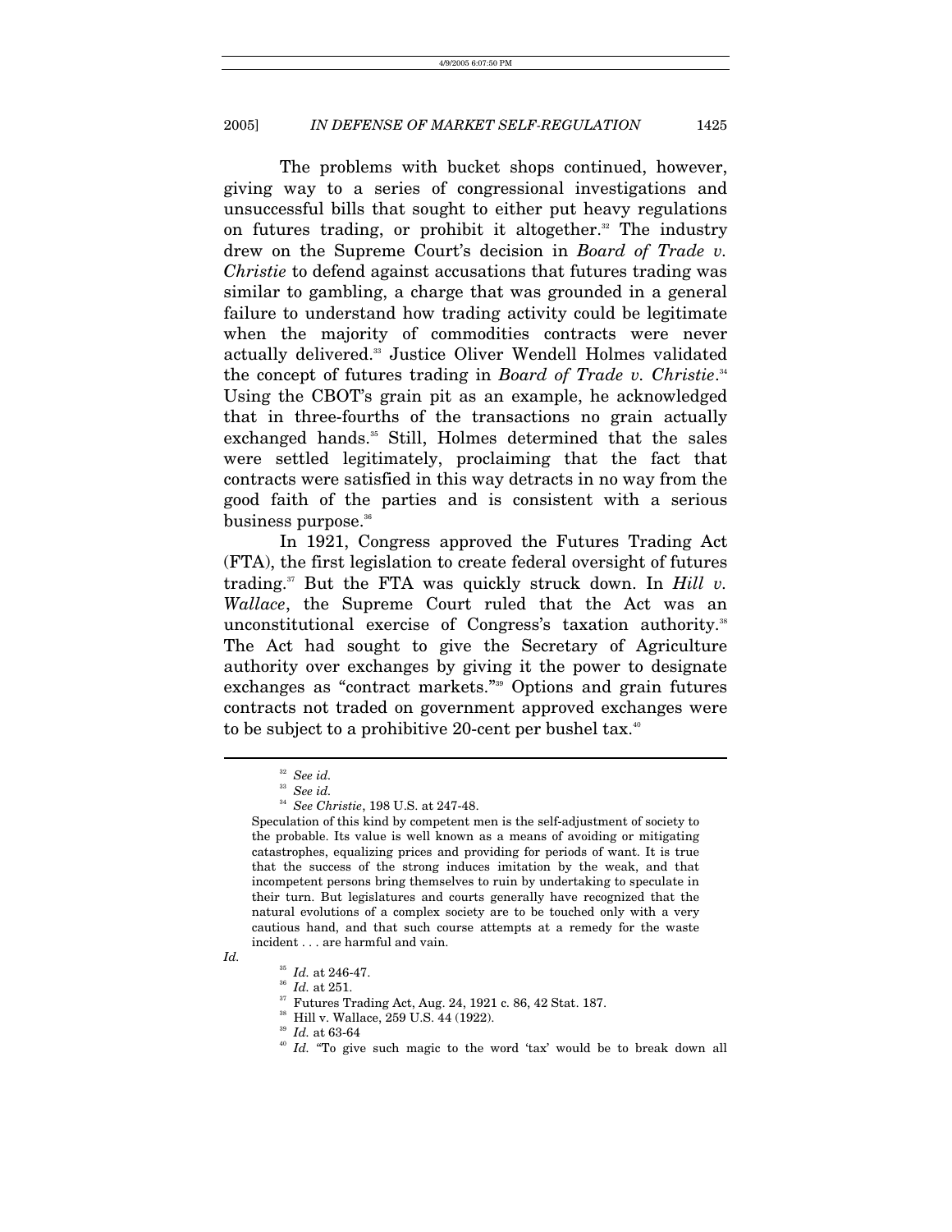The problems with bucket shops continued, however, giving way to a series of congressional investigations and unsuccessful bills that sought to either put heavy regulations on futures trading, or prohibit it altogether.[32] The industry drew on the Supreme Court's decision in *Board of Trade v. Christie* to defend against accusations that futures trading was similar to gambling, a charge that was grounded in a general failure to understand how trading activity could be legitimate when the majority of commodities contracts were never actually delivered.[33] Justice Oliver Wendell Holmes validated the concept of futures trading in *Board of Trade v. Christie*.[34] Using the CBOT's grain pit as an example, he acknowledged that in three-fourths of the transactions no grain actually exchanged hands.[35] Still, Holmes determined that the sales were settled legitimately, proclaiming that the fact that contracts were satisfied in this way detracts in no way from the good faith of the parties and is consistent with a serious business purpose.[36]

In 1921, Congress approved the Futures Trading Act (FTA), the first legislation to create federal oversight of futures trading.[37] But the FTA was quickly struck down. In *Hill v. Wallace*, the Supreme Court ruled that the Act was an unconstitutional exercise of Congress's taxation authority.[38] The Act had sought to give the Secretary of Agriculture authority over exchanges by giving it the power to designate exchanges as "contract markets."[39] Options and grain futures contracts not traded on government approved exchanges were to be subject to a prohibitive 20-cent per bushel tax.[40]

---

[32] *See id.*

[33] *See id.*

[34] *See Christie*, 198 U.S. at 247-48.

> Speculation of this kind by competent men is the self-adjustment of society to the probable. Its value is well known as a means of avoiding or mitigating catastrophes, equalizing prices and providing for periods of want. It is true that the success of the strong induces imitation by the weak, and that incompetent persons bring themselves to ruin by undertaking to speculate in their turn. But legislatures and courts generally have recognized that the natural evolutions of a complex society are to be touched only with a very cautious hand, and that such course attempts at a remedy for the waste incident . . . are harmful and vain.

*Id.*

[35] *Id.* at 246-47.

[36] *Id.* at 251.

[37] Futures Trading Act, Aug. 24, 1921 c. 86, 42 Stat. 187.

[38] Hill v. Wallace, 259 U.S. 44 (1922).

[39] *Id.* at 63-64

[40] *Id.* "To give such magic to the word 'tax' would be to break down all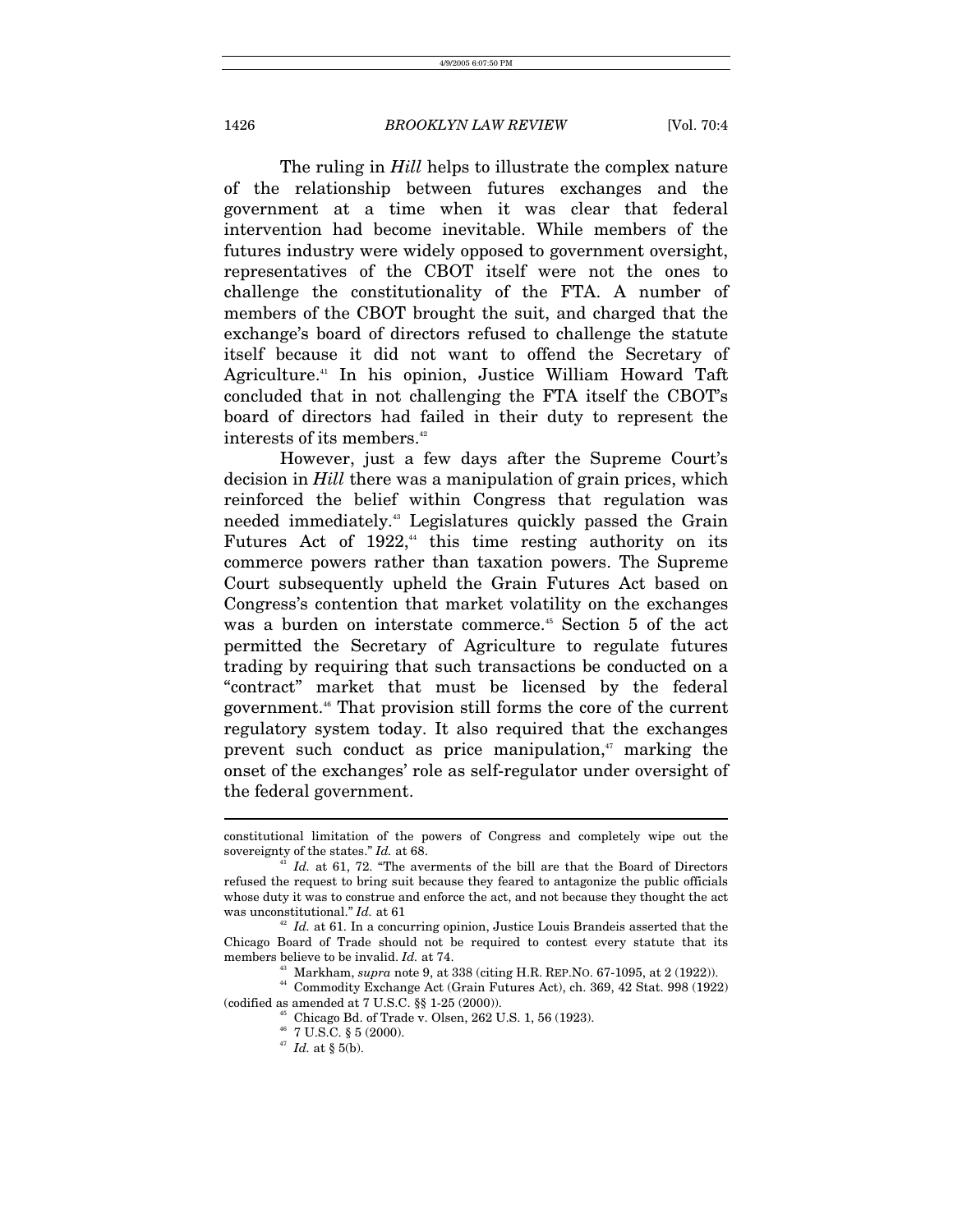The ruling in *Hill* helps to illustrate the complex nature of the relationship between futures exchanges and the government at a time when it was clear that federal intervention had become inevitable. While members of the futures industry were widely opposed to government oversight, representatives of the CBOT itself were not the ones to challenge the constitutionality of the FTA. A number of members of the CBOT brought the suit, and charged that the exchange's board of directors refused to challenge the statute itself because it did not want to offend the Secretary of Agriculture.[41] In his opinion, Justice William Howard Taft concluded that in not challenging the FTA itself the CBOT's board of directors had failed in their duty to represent the interests of its members.[42]

However, just a few days after the Supreme Court's decision in *Hill* there was a manipulation of grain prices, which reinforced the belief within Congress that regulation was needed immediately.[43] Legislatures quickly passed the Grain Futures Act of 1922,[44] this time resting authority on its commerce powers rather than taxation powers. The Supreme Court subsequently upheld the Grain Futures Act based on Congress's contention that market volatility on the exchanges was a burden on interstate commerce.[45] Section 5 of the act permitted the Secretary of Agriculture to regulate futures trading by requiring that such transactions be conducted on a "contract" market that must be licensed by the federal government.[46] That provision still forms the core of the current regulatory system today. It also required that the exchanges prevent such conduct as price manipulation,[47] marking the onset of the exchanges' role as self-regulator under oversight of the federal government.

---

constitutional limitation of the powers of Congress and completely wipe out the sovereignty of the states." *Id.* at 68.

[41] *Id.* at 61, 72. "The averments of the bill are that the Board of Directors refused the request to bring suit because they feared to antagonize the public officials whose duty it was to construe and enforce the act, and not because they thought the act was unconstitutional." *Id.* at 61

[42] *Id.* at 61. In a concurring opinion, Justice Louis Brandeis asserted that the Chicago Board of Trade should not be required to contest every statute that its members believe to be invalid. *Id.* at 74.

[43] Markham, *supra* note 9, at 338 (citing H.R. REP. NO. 67-1095, at 2 (1922)).

[44] Commodity Exchange Act (Grain Futures Act), ch. 369, 42 Stat. 998 (1922) (codified as amended at 7 U.S.C. §§ 1-25 (2000)).

[45] Chicago Bd. of Trade v. Olsen, 262 U.S. 1, 56 (1923).

[46] 7 U.S.C. § 5 (2000).

[47] *Id.* at § 5(b).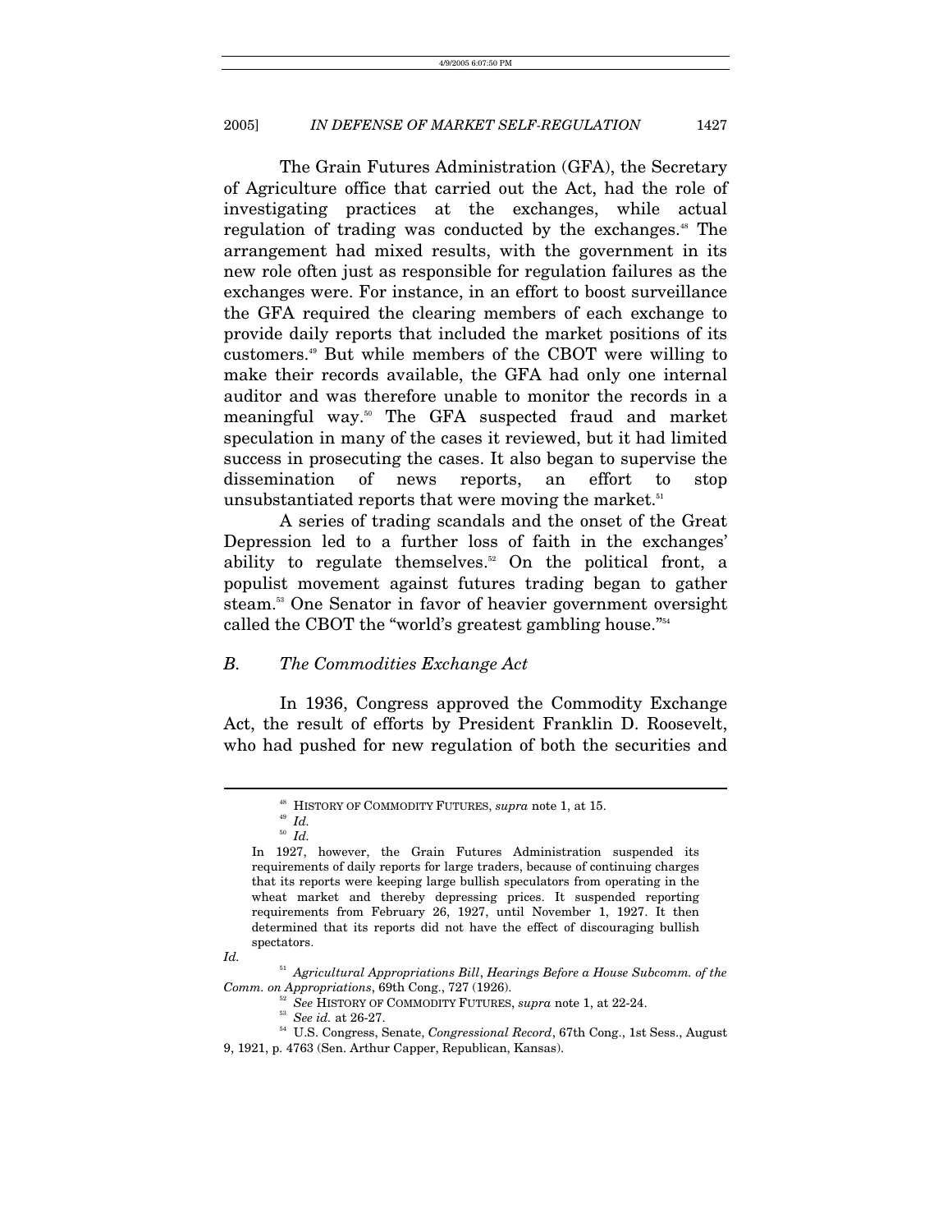The Grain Futures Administration (GFA), the Secretary of Agriculture office that carried out the Act, had the role of investigating practices at the exchanges, while actual regulation of trading was conducted by the exchanges.[48] The arrangement had mixed results, with the government in its new role often just as responsible for regulation failures as the exchanges were. For instance, in an effort to boost surveillance the GFA required the clearing members of each exchange to provide daily reports that included the market positions of its customers.[49] But while members of the CBOT were willing to make their records available, the GFA had only one internal auditor and was therefore unable to monitor the records in a meaningful way.[50] The GFA suspected fraud and market speculation in many of the cases it reviewed, but it had limited success in prosecuting the cases. It also began to supervise the dissemination of news reports, an effort to stop unsubstantiated reports that were moving the market.[51]

A series of trading scandals and the onset of the Great Depression led to a further loss of faith in the exchanges' ability to regulate themselves.[52] On the political front, a populist movement against futures trading began to gather steam.[53] One Senator in favor of heavier government oversight called the CBOT the "world's greatest gambling house."[54]

## *B. The Commodities Exchange Act*

In 1936, Congress approved the Commodity Exchange Act, the result of efforts by President Franklin D. Roosevelt, who had pushed for new regulation of both the securities and

---

[48] HISTORY OF COMMODITY FUTURES, *supra* note 1, at 15.

[49] *Id.*

[50] *Id.*

> In 1927, however, the Grain Futures Administration suspended its requirements of daily reports for large traders, because of continuing charges that its reports were keeping large bullish speculators from operating in the wheat market and thereby depressing prices. It suspended reporting requirements from February 26, 1927, until November 1, 1927. It then determined that its reports did not have the effect of discouraging bullish spectators.

*Id.*

[51] *Agricultural Appropriations Bill*, *Hearings Before a House Subcomm. of the Comm. on Appropriations*, 69th Cong., 727 (1926).

[52] *See* HISTORY OF COMMODITY FUTURES, *supra* note 1, at 22-24.

[53] *See id.* at 26-27.

[54] U.S. Congress, Senate, *Congressional Record*, 67th Cong., 1st Sess., August 9, 1921, p. 4763 (Sen. Arthur Capper, Republican, Kansas).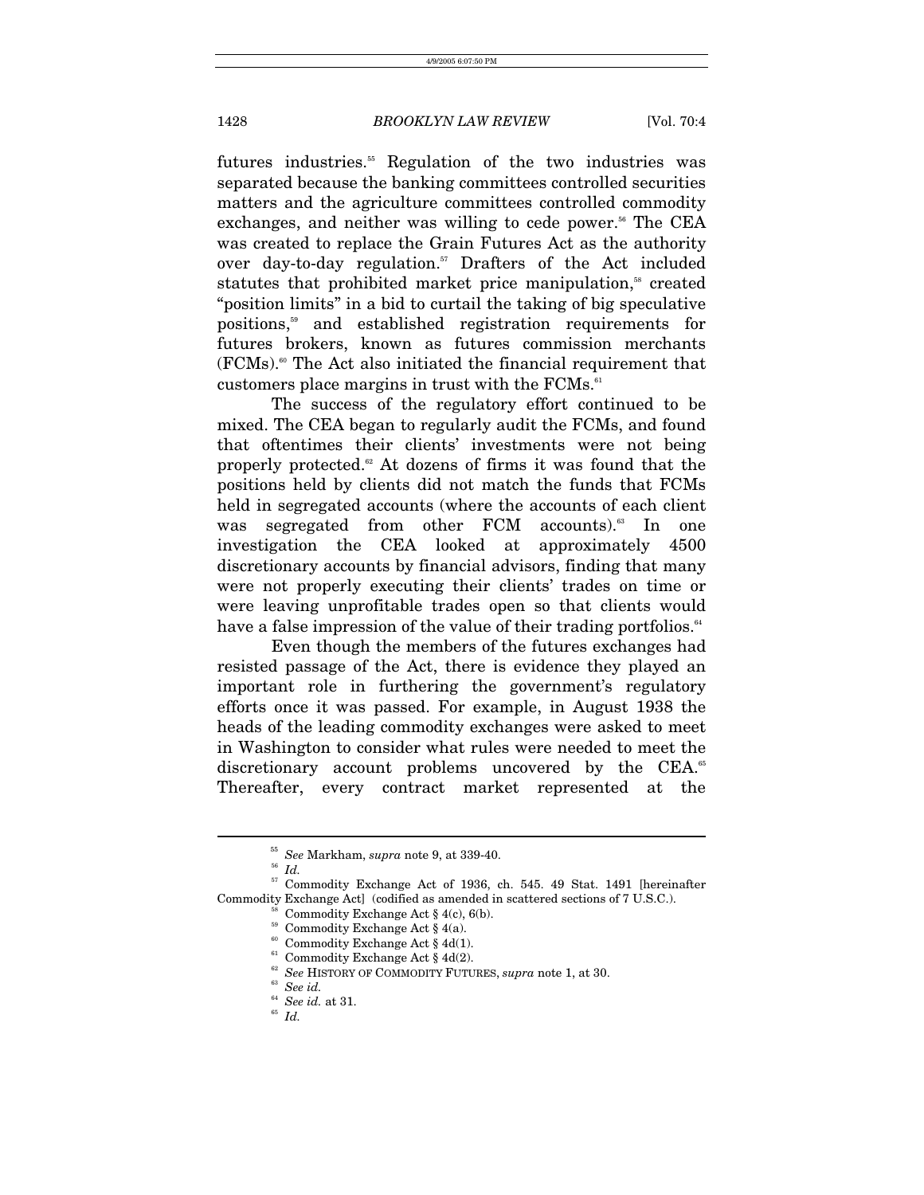futures industries.[55] Regulation of the two industries was separated because the banking committees controlled securities matters and the agriculture committees controlled commodity exchanges, and neither was willing to cede power.[56] The CEA was created to replace the Grain Futures Act as the authority over day-to-day regulation.[57] Drafters of the Act included statutes that prohibited market price manipulation,[58] created "position limits" in a bid to curtail the taking of big speculative positions,[59] and established registration requirements for futures brokers, known as futures commission merchants (FCMs).[60] The Act also initiated the financial requirement that customers place margins in trust with the FCMs.[61]

The success of the regulatory effort continued to be mixed. The CEA began to regularly audit the FCMs, and found that oftentimes their clients' investments were not being properly protected.[62] At dozens of firms it was found that the positions held by clients did not match the funds that FCMs held in segregated accounts (where the accounts of each client was segregated from other FCM accounts).[63] In one investigation the CEA looked at approximately 4500 discretionary accounts by financial advisors, finding that many were not properly executing their clients' trades on time or were leaving unprofitable trades open so that clients would have a false impression of the value of their trading portfolios.[64]

Even though the members of the futures exchanges had resisted passage of the Act, there is evidence they played an important role in furthering the government's regulatory efforts once it was passed. For example, in August 1938 the heads of the leading commodity exchanges were asked to meet in Washington to consider what rules were needed to meet the discretionary account problems uncovered by the CEA.[65] Thereafter, every contract market represented at the

---

[55] *See* Markham, *supra* note 9, at 339-40.

[56] *Id.*

[57] Commodity Exchange Act of 1936, ch. 545. 49 Stat. 1491 [hereinafter Commodity Exchange Act] (codified as amended in scattered sections of 7 U.S.C.).

[58] Commodity Exchange Act § 4(c), 6(b).

[59] Commodity Exchange Act § 4(a).

[60] Commodity Exchange Act § 4d(1).

[61] Commodity Exchange Act § 4d(2).

[62] *See* HISTORY OF COMMODITY FUTURES, *supra* note 1, at 30.

[63] *See id.*

[64] *See id.* at 31.

[65] *Id.*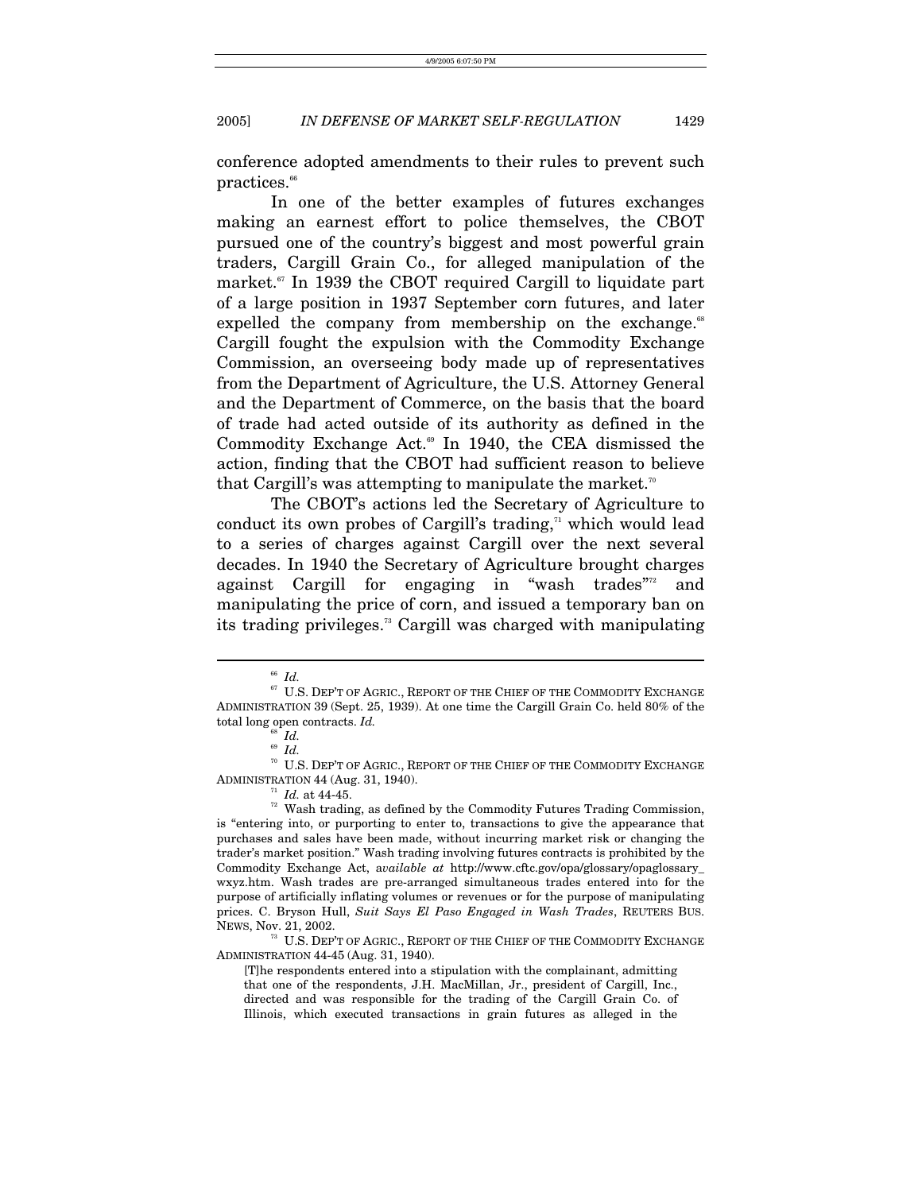conference adopted amendments to their rules to prevent such practices.[66]

In one of the better examples of futures exchanges making an earnest effort to police themselves, the CBOT pursued one of the country's biggest and most powerful grain traders, Cargill Grain Co., for alleged manipulation of the market.[67] In 1939 the CBOT required Cargill to liquidate part of a large position in 1937 September corn futures, and later expelled the company from membership on the exchange.[68] Cargill fought the expulsion with the Commodity Exchange Commission, an overseeing body made up of representatives from the Department of Agriculture, the U.S. Attorney General and the Department of Commerce, on the basis that the board of trade had acted outside of its authority as defined in the Commodity Exchange Act.[69] In 1940, the CEA dismissed the action, finding that the CBOT had sufficient reason to believe that Cargill's was attempting to manipulate the market.[70]

The CBOT's actions led the Secretary of Agriculture to conduct its own probes of Cargill's trading,[71] which would lead to a series of charges against Cargill over the next several decades. In 1940 the Secretary of Agriculture brought charges against Cargill for engaging in "wash trades"[72] and manipulating the price of corn, and issued a temporary ban on its trading privileges.[73] Cargill was charged with manipulating

---

[66] *Id.*

[67] U.S. DEP'T OF AGRIC., REPORT OF THE CHIEF OF THE COMMODITY EXCHANGE ADMINISTRATION 39 (Sept. 25, 1939). At one time the Cargill Grain Co. held 80% of the total long open contracts. *Id.*

[68] *Id.*

[69] *Id.*

[70] U.S. DEP'T OF AGRIC., REPORT OF THE CHIEF OF THE COMMODITY EXCHANGE ADMINISTRATION 44 (Aug. 31, 1940).

[71] *Id.* at 44-45.

[72] Wash trading, as defined by the Commodity Futures Trading Commission, is "entering into, or purporting to enter to, transactions to give the appearance that purchases and sales have been made, without incurring market risk or changing the trader's market position." Wash trading involving futures contracts is prohibited by the Commodity Exchange Act, a*vailable at* http://www.cftc.gov/opa/glossary/opaglossary_wxyz.htm. Wash trades are pre-arranged simultaneous trades entered into for the purpose of artificially inflating volumes or revenues or for the purpose of manipulating prices. C. Bryson Hull, *Suit Says El Paso Engaged in Wash Trades*, REUTERS BUS. NEWS, Nov. 21, 2002.

[73] U.S. DEP'T OF AGRIC., REPORT OF THE CHIEF OF THE COMMODITY EXCHANGE ADMINISTRATION 44-45 (Aug. 31, 1940).

> [T]he respondents entered into a stipulation with the complainant, admitting that one of the respondents, J.H. MacMillan, Jr., president of Cargill, Inc., directed and was responsible for the trading of the Cargill Grain Co. of Illinois, which executed transactions in grain futures as alleged in the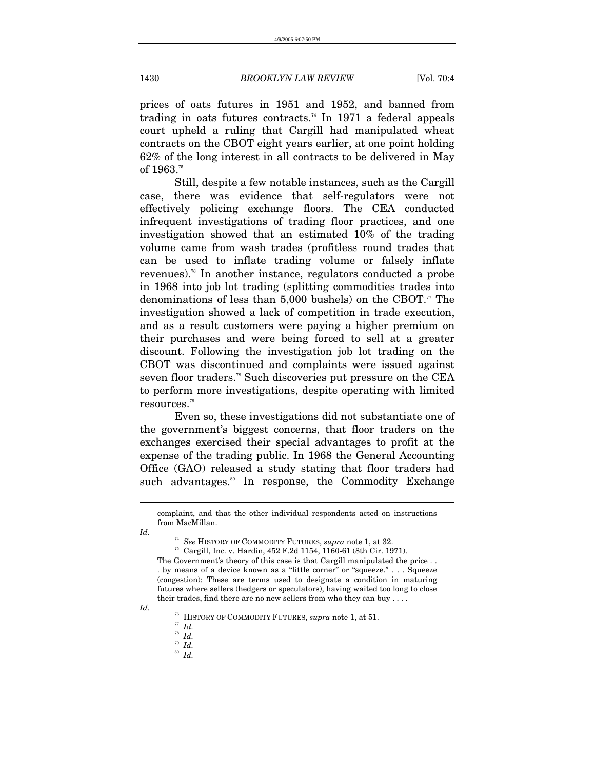prices of oats futures in 1951 and 1952, and banned from trading in oats futures contracts.[74] In 1971 a federal appeals court upheld a ruling that Cargill had manipulated wheat contracts on the CBOT eight years earlier, at one point holding 62% of the long interest in all contracts to be delivered in May of 1963.[75]

Still, despite a few notable instances, such as the Cargill case, there was evidence that self-regulators were not effectively policing exchange floors. The CEA conducted infrequent investigations of trading floor practices, and one investigation showed that an estimated 10% of the trading volume came from wash trades (profitless round trades that can be used to inflate trading volume or falsely inflate revenues).[76] In another instance, regulators conducted a probe in 1968 into job lot trading (splitting commodities trades into denominations of less than 5,000 bushels) on the CBOT.[77] The investigation showed a lack of competition in trade execution, and as a result customers were paying a higher premium on their purchases and were being forced to sell at a greater discount. Following the investigation job lot trading on the CBOT was discontinued and complaints were issued against seven floor traders.[78] Such discoveries put pressure on the CEA to perform more investigations, despite operating with limited resources.[79]

Even so, these investigations did not substantiate one of the government's biggest concerns, that floor traders on the exchanges exercised their special advantages to profit at the expense of the trading public. In 1968 the General Accounting Office (GAO) released a study stating that floor traders had such advantages.[80] In response, the Commodity Exchange

---

> complaint, and that the other individual respondents acted on instructions from MacMillan.

*Id.*

[74] *See* HISTORY OF COMMODITY FUTURES, *supra* note 1, at 32.

[75] Cargill, Inc. v. Hardin, 452 F.2d 1154, 1160-61 (8th Cir. 1971).

> The Government's theory of this case is that Cargill manipulated the price . . . by means of a device known as a "little corner" or "squeeze." . . . Squeeze (congestion): These are terms used to designate a condition in maturing futures where sellers (hedgers or speculators), having waited too long to close their trades, find there are no new sellers from who they can buy . . . .

*Id.*

[76] HISTORY OF COMMODITY FUTURES, *supra* note 1, at 51.

[77] *Id.*

[78] *Id.*

[79] *Id.*

[80] *Id.*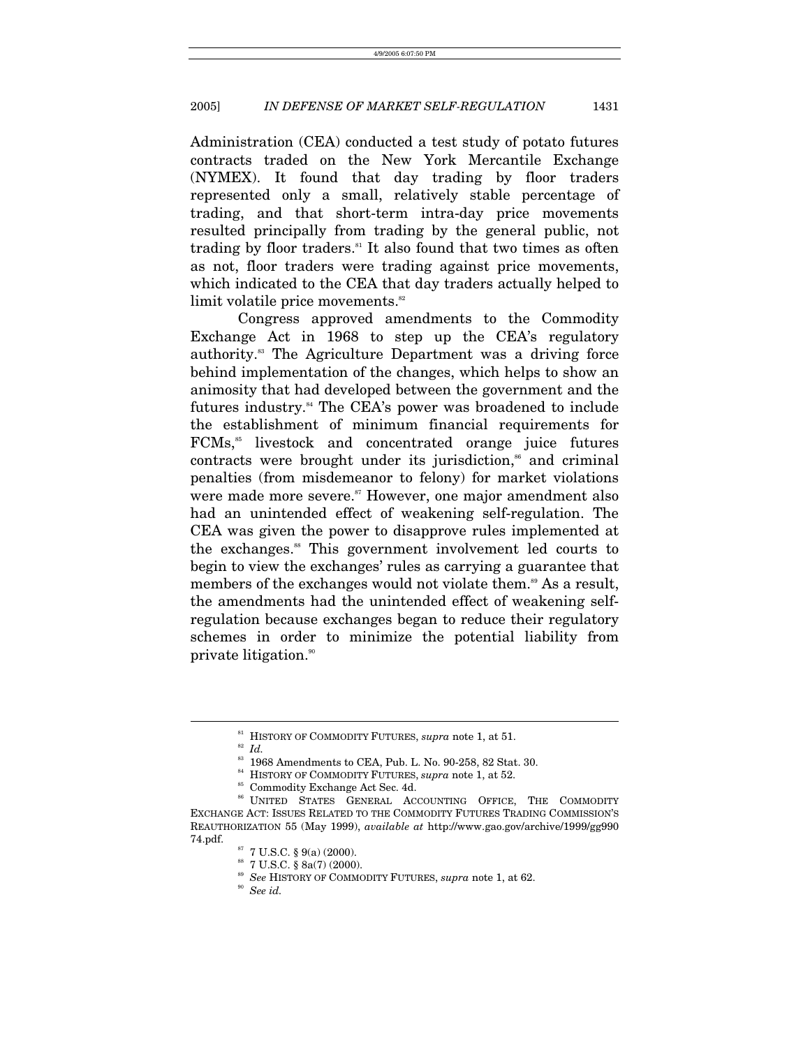Administration (CEA) conducted a test study of potato futures contracts traded on the New York Mercantile Exchange (NYMEX). It found that day trading by floor traders represented only a small, relatively stable percentage of trading, and that short-term intra-day price movements resulted principally from trading by the general public, not trading by floor traders.[81] It also found that two times as often as not, floor traders were trading against price movements, which indicated to the CEA that day traders actually helped to limit volatile price movements.[82]

Congress approved amendments to the Commodity Exchange Act in 1968 to step up the CEA's regulatory authority.[83] The Agriculture Department was a driving force behind implementation of the changes, which helps to show an animosity that had developed between the government and the futures industry.[84] The CEA's power was broadened to include the establishment of minimum financial requirements for FCMs,[85] livestock and concentrated orange juice futures contracts were brought under its jurisdiction,[86] and criminal penalties (from misdemeanor to felony) for market violations were made more severe.[87] However, one major amendment also had an unintended effect of weakening self-regulation. The CEA was given the power to disapprove rules implemented at the exchanges.[88] This government involvement led courts to begin to view the exchanges' rules as carrying a guarantee that members of the exchanges would not violate them.[89] As a result, the amendments had the unintended effect of weakening self-regulation because exchanges began to reduce their regulatory schemes in order to minimize the potential liability from private litigation.[90]

---

[81] HISTORY OF COMMODITY FUTURES, *supra* note 1, at 51.

[82] *Id.*

[83] 1968 Amendments to CEA, Pub. L. No. 90-258, 82 Stat. 30.

[84] HISTORY OF COMMODITY FUTURES, *supra* note 1, at 52.

[85] Commodity Exchange Act Sec. 4d.

[86] UNITED STATES GENERAL ACCOUNTING OFFICE, THE COMMODITY EXCHANGE ACT: ISSUES RELATED TO THE COMMODITY FUTURES TRADING COMMISSION'S REAUTHORIZATION 55 (May 1999), *available at* http://www.gao.gov/archive/1999/gg99074.pdf.

[87] 7 U.S.C. § 9(a) (2000).

[88] 7 U.S.C. § 8a(7) (2000).

[89] *See* HISTORY OF COMMODITY FUTURES, *supra* note 1, at 62.

[90] *See id.*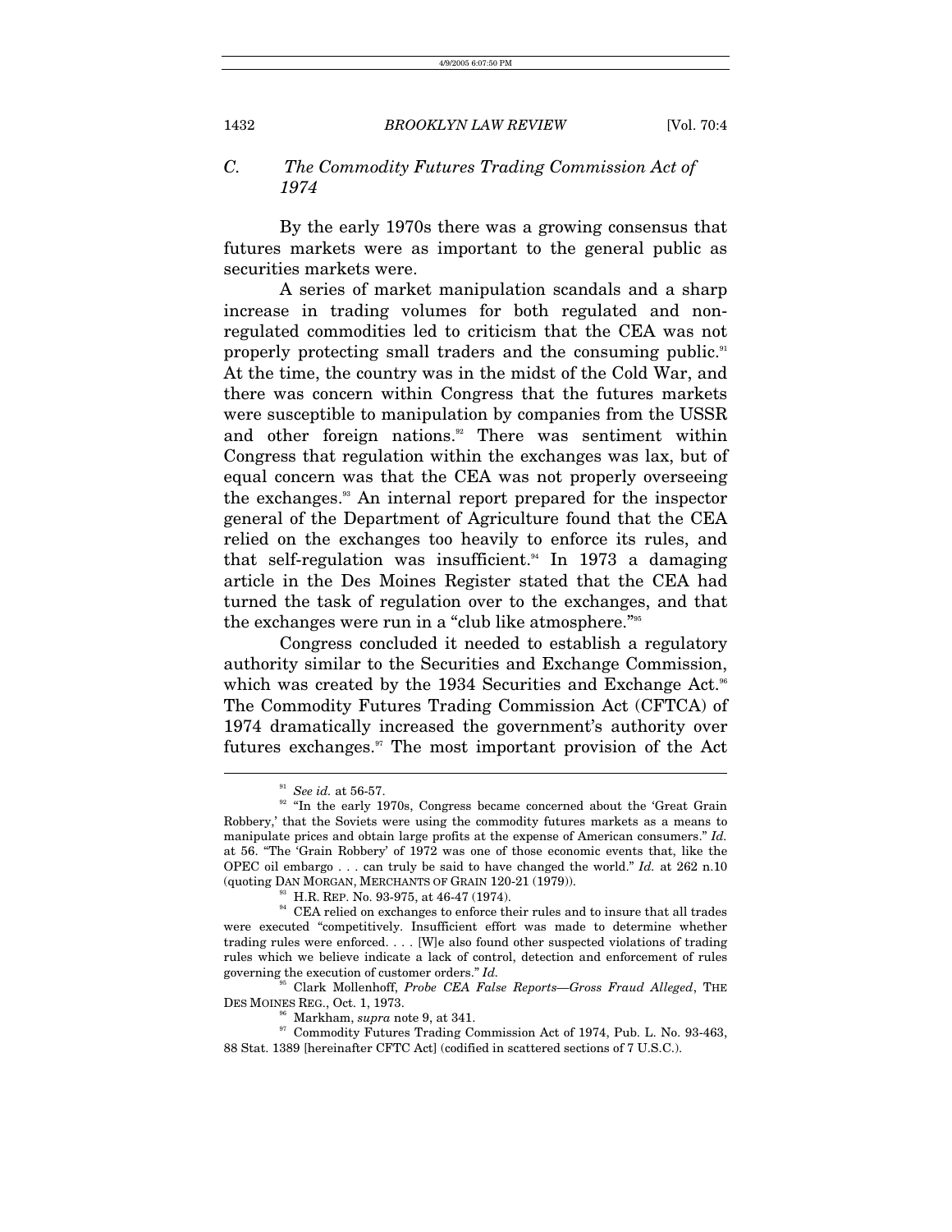### *C. The Commodity Futures Trading Commission Act of 1974*

By the early 1970s there was a growing consensus that futures markets were as important to the general public as securities markets were.

A series of market manipulation scandals and a sharp increase in trading volumes for both regulated and non-regulated commodities led to criticism that the CEA was not properly protecting small traders and the consuming public.[91] At the time, the country was in the midst of the Cold War, and there was concern within Congress that the futures markets were susceptible to manipulation by companies from the USSR and other foreign nations.[92] There was sentiment within Congress that regulation within the exchanges was lax, but of equal concern was that the CEA was not properly overseeing the exchanges.[93] An internal report prepared for the inspector general of the Department of Agriculture found that the CEA relied on the exchanges too heavily to enforce its rules, and that self-regulation was insufficient.[94] In 1973 a damaging article in the Des Moines Register stated that the CEA had turned the task of regulation over to the exchanges, and that the exchanges were run in a "club like atmosphere."[95]

Congress concluded it needed to establish a regulatory authority similar to the Securities and Exchange Commission, which was created by the 1934 Securities and Exchange Act.[96] The Commodity Futures Trading Commission Act (CFTCA) of 1974 dramatically increased the government's authority over futures exchanges.[97] The most important provision of the Act

---

[91] *See id.* at 56-57.

[92] "In the early 1970s, Congress became concerned about the 'Great Grain Robbery,' that the Soviets were using the commodity futures markets as a means to manipulate prices and obtain large profits at the expense of American consumers." *Id.* at 56. "The 'Grain Robbery' of 1972 was one of those economic events that, like the OPEC oil embargo . . . can truly be said to have changed the world." *Id.* at 262 n.10 (quoting DAN MORGAN, MERCHANTS OF GRAIN 120-21 (1979)).

[93] H.R. REP. No. 93-975, at 46-47 (1974).

[94] CEA relied on exchanges to enforce their rules and to insure that all trades were executed "competitively. Insufficient effort was made to determine whether trading rules were enforced. . . . [W]e also found other suspected violations of trading rules which we believe indicate a lack of control, detection and enforcement of rules governing the execution of customer orders." *Id.*

[95] Clark Mollenhoff, *Probe CEA False Reports—Gross Fraud Alleged*, THE DES MOINES REG., Oct. 1, 1973.

[96] Markham, *supra* note 9, at 341.

[97] Commodity Futures Trading Commission Act of 1974, Pub. L. No. 93-463, 88 Stat. 1389 [hereinafter CFTC Act] (codified in scattered sections of 7 U.S.C.).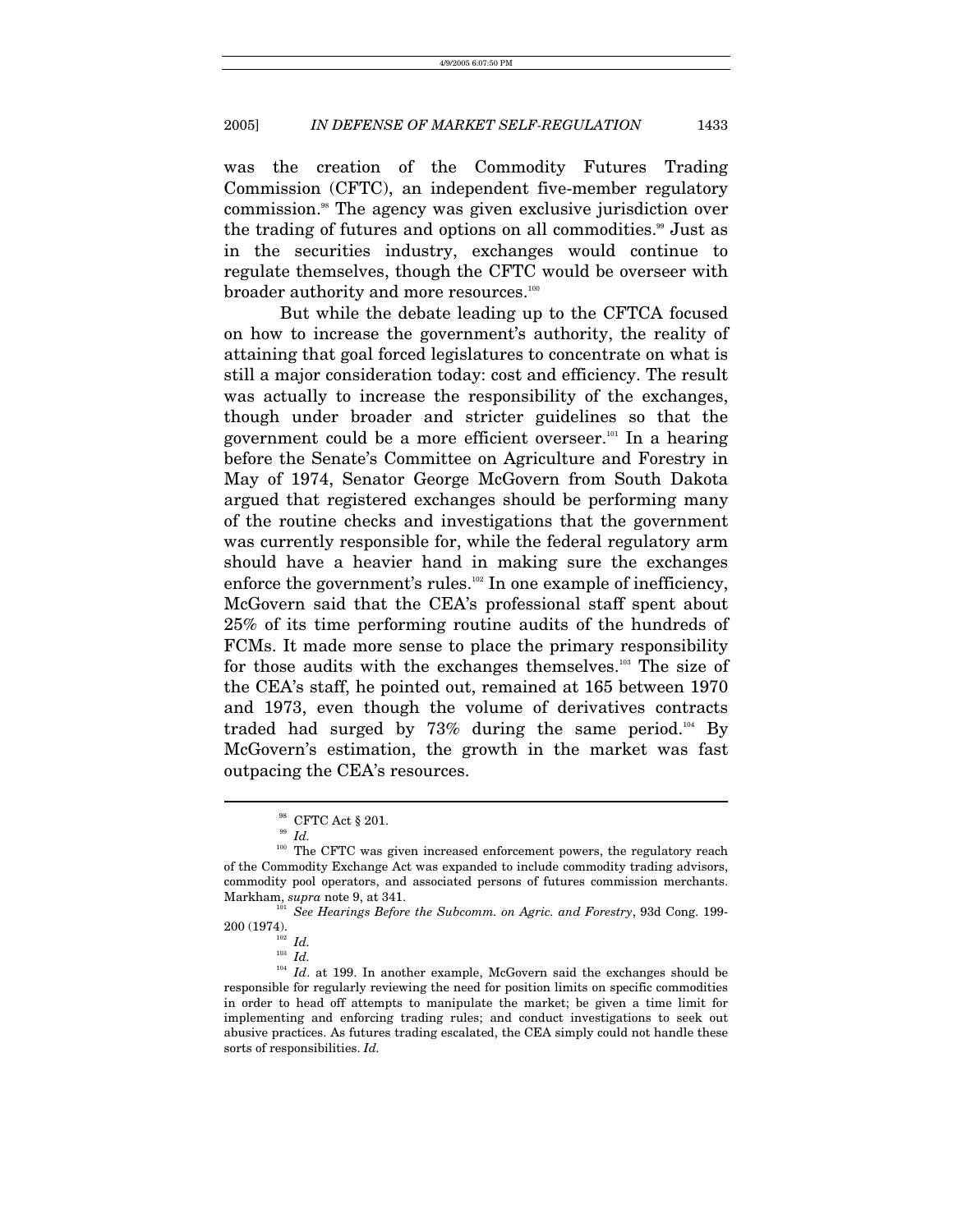was the creation of the Commodity Futures Trading Commission (CFTC), an independent five-member regulatory commission.[98] The agency was given exclusive jurisdiction over the trading of futures and options on all commodities.[99] Just as in the securities industry, exchanges would continue to regulate themselves, though the CFTC would be overseer with broader authority and more resources.[100]

But while the debate leading up to the CFTCA focused on how to increase the government's authority, the reality of attaining that goal forced legislatures to concentrate on what is still a major consideration today: cost and efficiency. The result was actually to increase the responsibility of the exchanges, though under broader and stricter guidelines so that the government could be a more efficient overseer.[101] In a hearing before the Senate's Committee on Agriculture and Forestry in May of 1974, Senator George McGovern from South Dakota argued that registered exchanges should be performing many of the routine checks and investigations that the government was currently responsible for, while the federal regulatory arm should have a heavier hand in making sure the exchanges enforce the government's rules.[102] In one example of inefficiency, McGovern said that the CEA's professional staff spent about 25% of its time performing routine audits of the hundreds of FCMs. It made more sense to place the primary responsibility for those audits with the exchanges themselves.[103] The size of the CEA's staff, he pointed out, remained at 165 between 1970 and 1973, even though the volume of derivatives contracts traded had surged by 73% during the same period.[104] By McGovern's estimation, the growth in the market was fast outpacing the CEA's resources.

---

[98] CFTC Act § 201.

[99] *Id.*

[100] The CFTC was given increased enforcement powers, the regulatory reach of the Commodity Exchange Act was expanded to include commodity trading advisors, commodity pool operators, and associated persons of futures commission merchants. Markham, *supra* note 9, at 341.

[101] *See Hearings Before the Subcomm. on Agric. and Forestry*, 93d Cong. 199-200 (1974).

[102] *Id.*

[103] *Id.*

[104] *Id*. at 199. In another example, McGovern said the exchanges should be responsible for regularly reviewing the need for position limits on specific commodities in order to head off attempts to manipulate the market; be given a time limit for implementing and enforcing trading rules; and conduct investigations to seek out abusive practices. As futures trading escalated, the CEA simply could not handle these sorts of responsibilities. *Id.*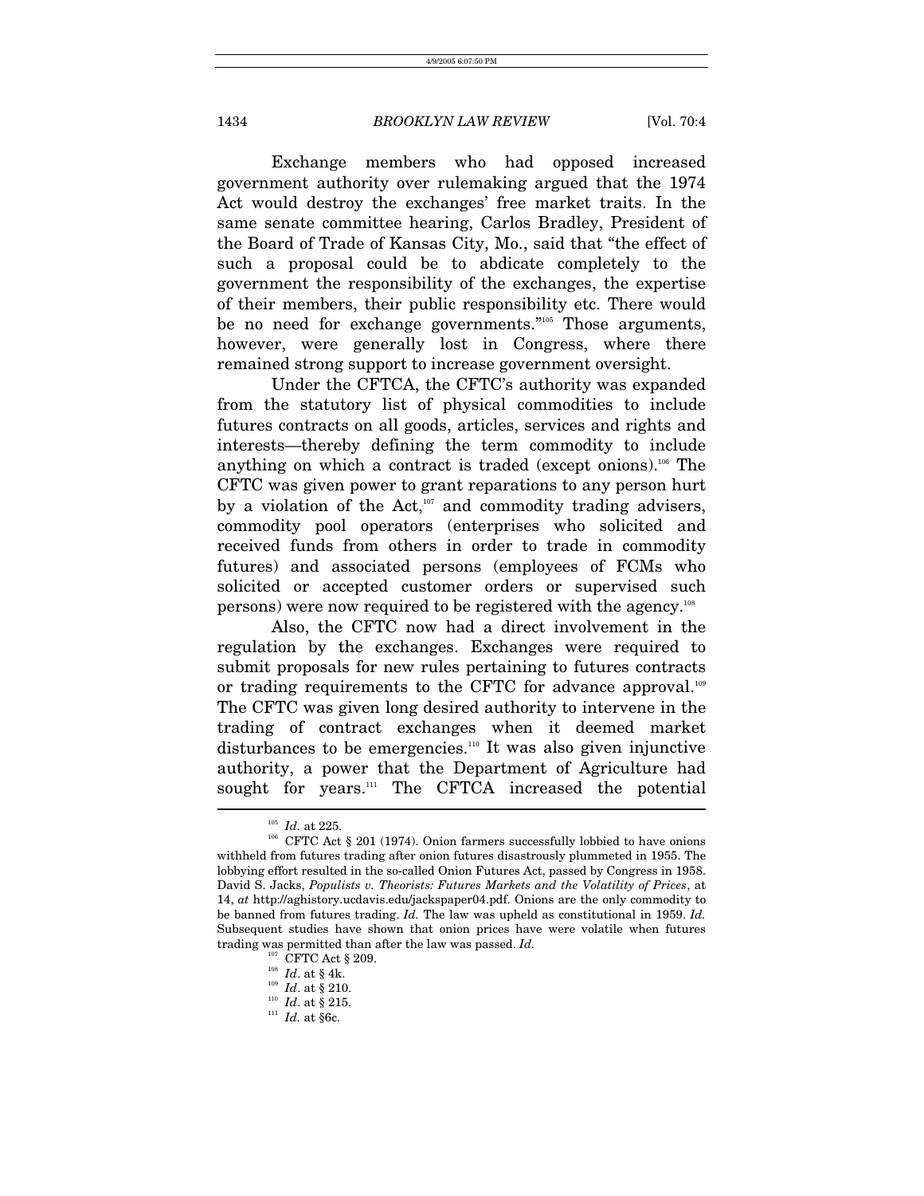Exchange members who had opposed increased government authority over rulemaking argued that the 1974 Act would destroy the exchanges' free market traits. In the same senate committee hearing, Carlos Bradley, President of the Board of Trade of Kansas City, Mo., said that "the effect of such a proposal could be to abdicate completely to the government the responsibility of the exchanges, the expertise of their members, their public responsibility etc. There would be no need for exchange governments."[105] Those arguments, however, were generally lost in Congress, where there remained strong support to increase government oversight.

Under the CFTCA, the CFTC's authority was expanded from the statutory list of physical commodities to include futures contracts on all goods, articles, services and rights and interests—thereby defining the term commodity to include anything on which a contract is traded (except onions).[106] The CFTC was given power to grant reparations to any person hurt by a violation of the Act,[107] and commodity trading advisers, commodity pool operators (enterprises who solicited and received funds from others in order to trade in commodity futures) and associated persons (employees of FCMs who solicited or accepted customer orders or supervised such persons) were now required to be registered with the agency.[108]

Also, the CFTC now had a direct involvement in the regulation by the exchanges. Exchanges were required to submit proposals for new rules pertaining to futures contracts or trading requirements to the CFTC for advance approval.[109] The CFTC was given long desired authority to intervene in the trading of contract exchanges when it deemed market disturbances to be emergencies.[110] It was also given injunctive authority, a power that the Department of Agriculture had sought for years.[111] The CFTCA increased the potential

---

[105] *Id.* at 225.

[106] CFTC Act § 201 (1974). Onion farmers successfully lobbied to have onions withheld from futures trading after onion futures disastrously plummeted in 1955. The lobbying effort resulted in the so-called Onion Futures Act, passed by Congress in 1958. David S. Jacks, *Populists v. Theorists: Futures Markets and the Volatility of Prices*, at 14, *at* http://aghistory.ucdavis.edu/jackspaper04.pdf. Onions are the only commodity to be banned from futures trading. *Id.* The law was upheld as constitutional in 1959. *Id.* Subsequent studies have shown that onion prices have were volatile when futures trading was permitted than after the law was passed. *Id.*

[107] CFTC Act § 209.

[108] *Id*. at § 4k.

[109] *Id*. at § 210.

[110] *Id*. at § 215.

[111] *Id.* at §6c.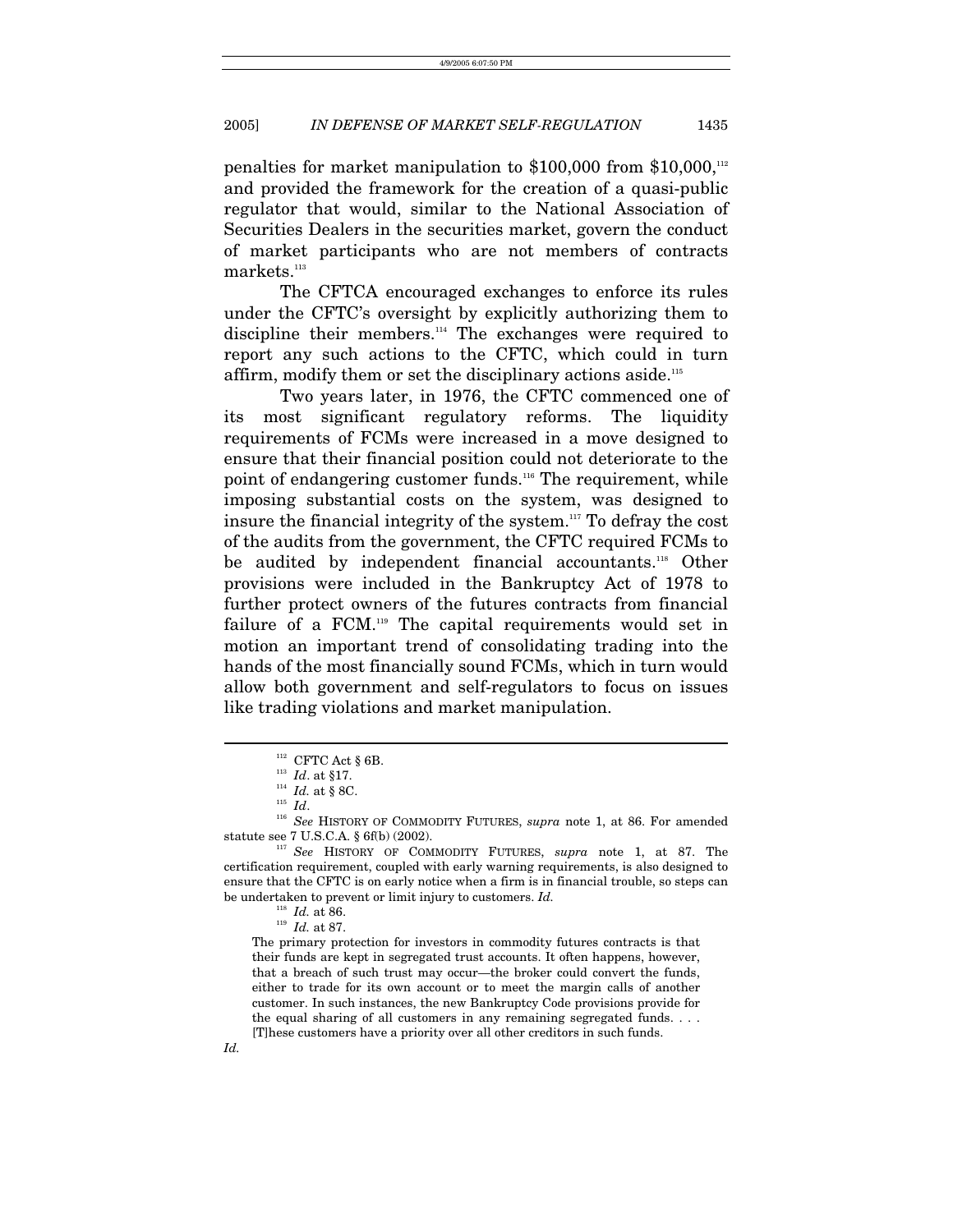penalties for market manipulation to $100,000 from $10,000,[112] and provided the framework for the creation of a quasi-public regulator that would, similar to the National Association of Securities Dealers in the securities market, govern the conduct of market participants who are not members of contracts markets.[113]

The CFTCA encouraged exchanges to enforce its rules under the CFTC's oversight by explicitly authorizing them to discipline their members.[114] The exchanges were required to report any such actions to the CFTC, which could in turn affirm, modify them or set the disciplinary actions aside.[115]

Two years later, in 1976, the CFTC commenced one of its most significant regulatory reforms. The liquidity requirements of FCMs were increased in a move designed to ensure that their financial position could not deteriorate to the point of endangering customer funds.[116] The requirement, while imposing substantial costs on the system, was designed to insure the financial integrity of the system.[117] To defray the cost of the audits from the government, the CFTC required FCMs to be audited by independent financial accountants.[118] Other provisions were included in the Bankruptcy Act of 1978 to further protect owners of the futures contracts from financial failure of a FCM.[119] The capital requirements would set in motion an important trend of consolidating trading into the hands of the most financially sound FCMs, which in turn would allow both government and self-regulators to focus on issues like trading violations and market manipulation.

---

[112] CFTC Act § 6B.

[113] *Id*. at §17.

[114] *Id.* at § 8C.

[115] *Id*.

[116] *See* HISTORY OF COMMODITY FUTURES, *supra* note 1, at 86. For amended statute see 7 U.S.C.A. § 6f(b) (2002).

[117] *See* HISTORY OF COMMODITY FUTURES, *supra* note 1, at 87. The certification requirement, coupled with early warning requirements, is also designed to ensure that the CFTC is on early notice when a firm is in financial trouble, so steps can be undertaken to prevent or limit injury to customers. *Id.*

[118] *Id.* at 86.

[119] *Id.* at 87.

> The primary protection for investors in commodity futures contracts is that their funds are kept in segregated trust accounts. It often happens, however, that a breach of such trust may occur—the broker could convert the funds, either to trade for its own account or to meet the margin calls of another customer. In such instances, the new Bankruptcy Code provisions provide for the equal sharing of all customers in any remaining segregated funds. . . . [T]hese customers have a priority over all other creditors in such funds.

*Id.*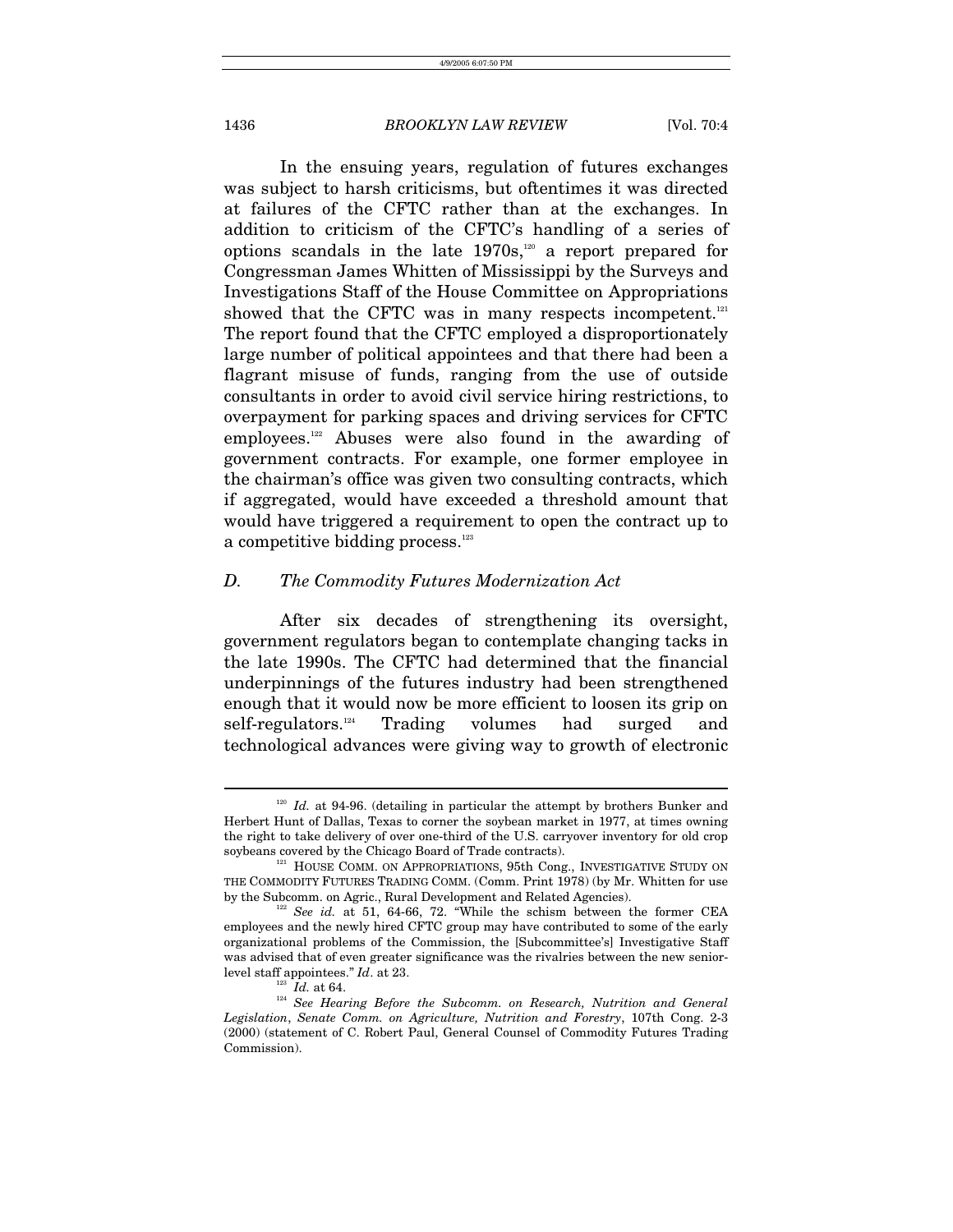In the ensuing years, regulation of futures exchanges was subject to harsh criticisms, but oftentimes it was directed at failures of the CFTC rather than at the exchanges. In addition to criticism of the CFTC's handling of a series of options scandals in the late 1970s,[120] a report prepared for Congressman James Whitten of Mississippi by the Surveys and Investigations Staff of the House Committee on Appropriations showed that the CFTC was in many respects incompetent.[121] The report found that the CFTC employed a disproportionately large number of political appointees and that there had been a flagrant misuse of funds, ranging from the use of outside consultants in order to avoid civil service hiring restrictions, to overpayment for parking spaces and driving services for CFTC employees.[122] Abuses were also found in the awarding of government contracts. For example, one former employee in the chairman's office was given two consulting contracts, which if aggregated, would have exceeded a threshold amount that would have triggered a requirement to open the contract up to a competitive bidding process.[123]

### *D. The Commodity Futures Modernization Act*

After six decades of strengthening its oversight, government regulators began to contemplate changing tacks in the late 1990s. The CFTC had determined that the financial underpinnings of the futures industry had been strengthened enough that it would now be more efficient to loosen its grip on self-regulators.[124] Trading volumes had surged and technological advances were giving way to growth of electronic

---

[120] *Id.* at 94-96. (detailing in particular the attempt by brothers Bunker and Herbert Hunt of Dallas, Texas to corner the soybean market in 1977, at times owning the right to take delivery of over one-third of the U.S. carryover inventory for old crop soybeans covered by the Chicago Board of Trade contracts).

[121] HOUSE COMM. ON APPROPRIATIONS, 95th Cong., INVESTIGATIVE STUDY ON THE COMMODITY FUTURES TRADING COMM. (Comm. Print 1978) (by Mr. Whitten for use by the Subcomm. on Agric., Rural Development and Related Agencies).

[122] *See id.* at 51, 64-66, 72. "While the schism between the former CEA employees and the newly hired CFTC group may have contributed to some of the early organizational problems of the Commission, the [Subcommittee's] Investigative Staff was advised that of even greater significance was the rivalries between the new senior-level staff appointees." *Id*. at 23.

[123] *Id.* at 64.

[124] *See Hearing Before the Subcomm. on Research, Nutrition and General Legislation*, *Senate Comm. on Agriculture, Nutrition and Forestry*, 107th Cong. 2-3 (2000) (statement of C. Robert Paul, General Counsel of Commodity Futures Trading Commission).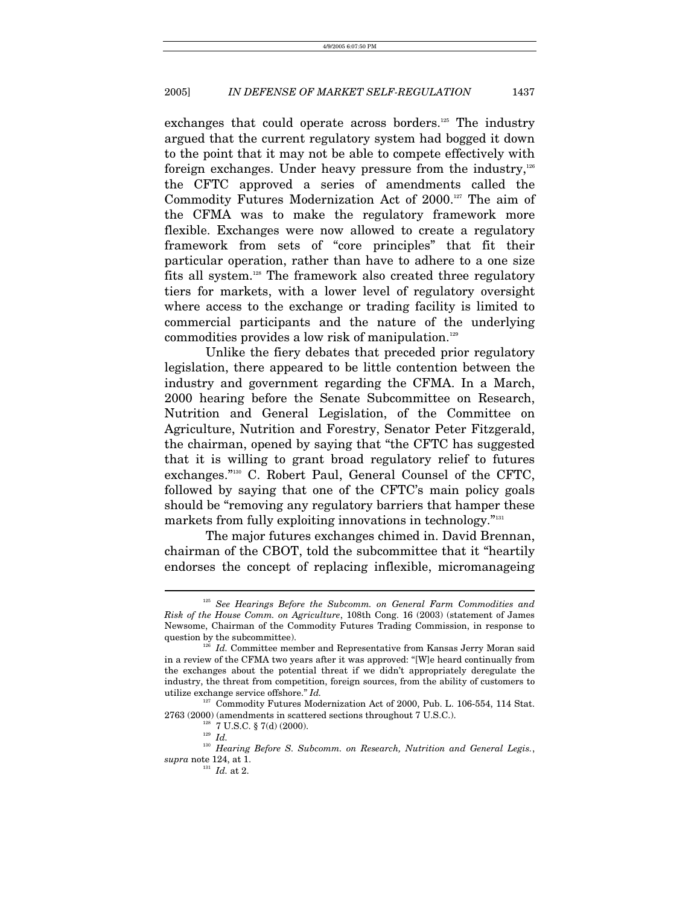exchanges that could operate across borders.[125] The industry argued that the current regulatory system had bogged it down to the point that it may not be able to compete effectively with foreign exchanges. Under heavy pressure from the industry,[126] the CFTC approved a series of amendments called the Commodity Futures Modernization Act of 2000.[127] The aim of the CFMA was to make the regulatory framework more flexible. Exchanges were now allowed to create a regulatory framework from sets of "core principles" that fit their particular operation, rather than have to adhere to a one size fits all system.[128] The framework also created three regulatory tiers for markets, with a lower level of regulatory oversight where access to the exchange or trading facility is limited to commercial participants and the nature of the underlying commodities provides a low risk of manipulation.[129]

Unlike the fiery debates that preceded prior regulatory legislation, there appeared to be little contention between the industry and government regarding the CFMA. In a March, 2000 hearing before the Senate Subcommittee on Research, Nutrition and General Legislation, of the Committee on Agriculture, Nutrition and Forestry, Senator Peter Fitzgerald, the chairman, opened by saying that "the CFTC has suggested that it is willing to grant broad regulatory relief to futures exchanges."[130] C. Robert Paul, General Counsel of the CFTC, followed by saying that one of the CFTC's main policy goals should be "removing any regulatory barriers that hamper these markets from fully exploiting innovations in technology."[131]

The major futures exchanges chimed in. David Brennan, chairman of the CBOT, told the subcommittee that it "heartily endorses the concept of replacing inflexible, micromanageing

---

[125] *See Hearings Before the Subcomm. on General Farm Commodities and Risk of the House Comm. on Agriculture*, 108th Cong. 16 (2003) (statement of James Newsome, Chairman of the Commodity Futures Trading Commission, in response to question by the subcommittee).

[126] *Id.* Committee member and Representative from Kansas Jerry Moran said in a review of the CFMA two years after it was approved: "[W]e heard continually from the exchanges about the potential threat if we didn't appropriately deregulate the industry, the threat from competition, foreign sources, from the ability of customers to utilize exchange service offshore." *Id.*

[127] Commodity Futures Modernization Act of 2000, Pub. L. 106-554, 114 Stat. 2763 (2000) (amendments in scattered sections throughout 7 U.S.C.).

[128] 7 U.S.C. § 7(d) (2000).

[129] *Id.*

[130] *Hearing Before S. Subcomm. on Research, Nutrition and General Legis.*, *supra* note 124, at 1.

[131] *Id.* at 2.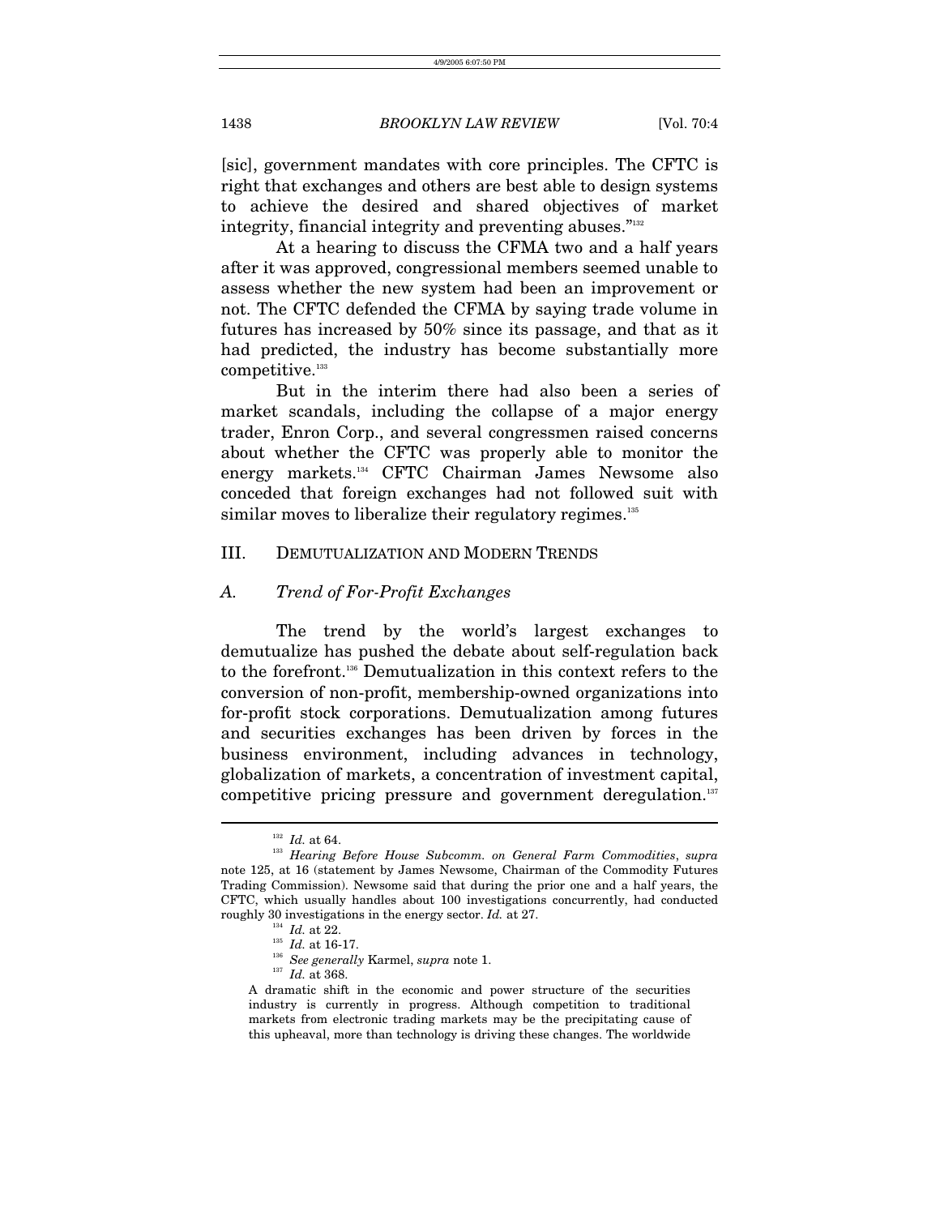[sic], government mandates with core principles. The CFTC is right that exchanges and others are best able to design systems to achieve the desired and shared objectives of market integrity, financial integrity and preventing abuses."[132]

At a hearing to discuss the CFMA two and a half years after it was approved, congressional members seemed unable to assess whether the new system had been an improvement or not. The CFTC defended the CFMA by saying trade volume in futures has increased by 50% since its passage, and that as it had predicted, the industry has become substantially more competitive.[133]

But in the interim there had also been a series of market scandals, including the collapse of a major energy trader, Enron Corp., and several congressmen raised concerns about whether the CFTC was properly able to monitor the energy markets.[134] CFTC Chairman James Newsome also conceded that foreign exchanges had not followed suit with similar moves to liberalize their regulatory regimes.[135]

## III. DEMUTUALIZATION AND MODERN TRENDS

### A. *Trend of For-Profit Exchanges*

The trend by the world's largest exchanges to demutualize has pushed the debate about self-regulation back to the forefront.[136] Demutualization in this context refers to the conversion of non-profit, membership-owned organizations into for-profit stock corporations. Demutualization among futures and securities exchanges has been driven by forces in the business environment, including advances in technology, globalization of markets, a concentration of investment capital, competitive pricing pressure and government deregulation.[137]

---

[132] *Id.* at 64.

[133] *Hearing Before House Subcomm. on General Farm Commodities*, *supra* note 125, at 16 (statement by James Newsome, Chairman of the Commodity Futures Trading Commission). Newsome said that during the prior one and a half years, the CFTC, which usually handles about 100 investigations concurrently, had conducted roughly 30 investigations in the energy sector. *Id.* at 27.

[134] *Id.* at 22.

[135] *Id.* at 16-17.

[136] *See generally* Karmel, *supra* note 1.

[137] *Id.* at 368.

> A dramatic shift in the economic and power structure of the securities industry is currently in progress. Although competition to traditional markets from electronic trading markets may be the precipitating cause of this upheaval, more than technology is driving these changes. The worldwide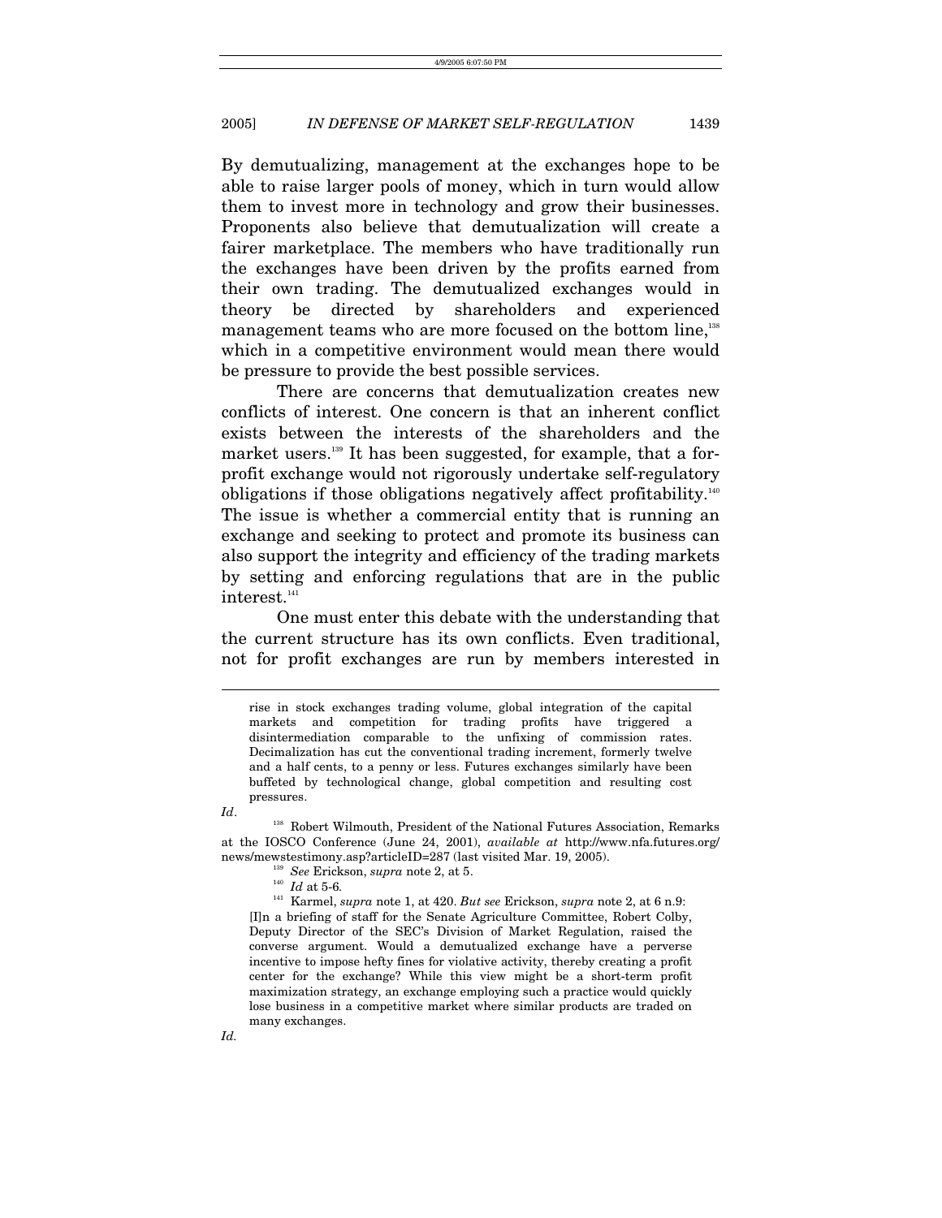By demutualizing, management at the exchanges hope to be able to raise larger pools of money, which in turn would allow them to invest more in technology and grow their businesses. Proponents also believe that demutualization will create a fairer marketplace. The members who have traditionally run the exchanges have been driven by the profits earned from their own trading. The demutualized exchanges would in theory be directed by shareholders and experienced management teams who are more focused on the bottom line,[138] which in a competitive environment would mean there would be pressure to provide the best possible services.

There are concerns that demutualization creates new conflicts of interest. One concern is that an inherent conflict exists between the interests of the shareholders and the market users.[139] It has been suggested, for example, that a for-profit exchange would not rigorously undertake self-regulatory obligations if those obligations negatively affect profitability.[140] The issue is whether a commercial entity that is running an exchange and seeking to protect and promote its business can also support the integrity and efficiency of the trading markets by setting and enforcing regulations that are in the public interest.[141]

One must enter this debate with the understanding that the current structure has its own conflicts. Even traditional, not for profit exchanges are run by members interested in

---

> rise in stock exchanges trading volume, global integration of the capital markets and competition for trading profits have triggered a disintermediation comparable to the unfixing of commission rates. Decimalization has cut the conventional trading increment, formerly twelve and a half cents, to a penny or less. Futures exchanges similarly have been buffeted by technological change, global competition and resulting cost pressures.

*Id*.

[138] Robert Wilmouth, President of the National Futures Association, Remarks at the IOSCO Conference (June 24, 2001), *available at* http://www.nfa.futures.org/news/mewstestimony.asp?articleID=287 (last visited Mar. 19, 2005).

[139] *See* Erickson, *supra* note 2, at 5.

[140] *Id* at 5-6.

[141] Karmel, *supra* note 1, at 420. *But see* Erickson, *supra* note 2, at 6 n.9:

> [I]n a briefing of staff for the Senate Agriculture Committee, Robert Colby, Deputy Director of the SEC's Division of Market Regulation, raised the converse argument. Would a demutualized exchange have a perverse incentive to impose hefty fines for violative activity, thereby creating a profit center for the exchange? While this view might be a short-term profit maximization strategy, an exchange employing such a practice would quickly lose business in a competitive market where similar products are traded on many exchanges.

*Id.*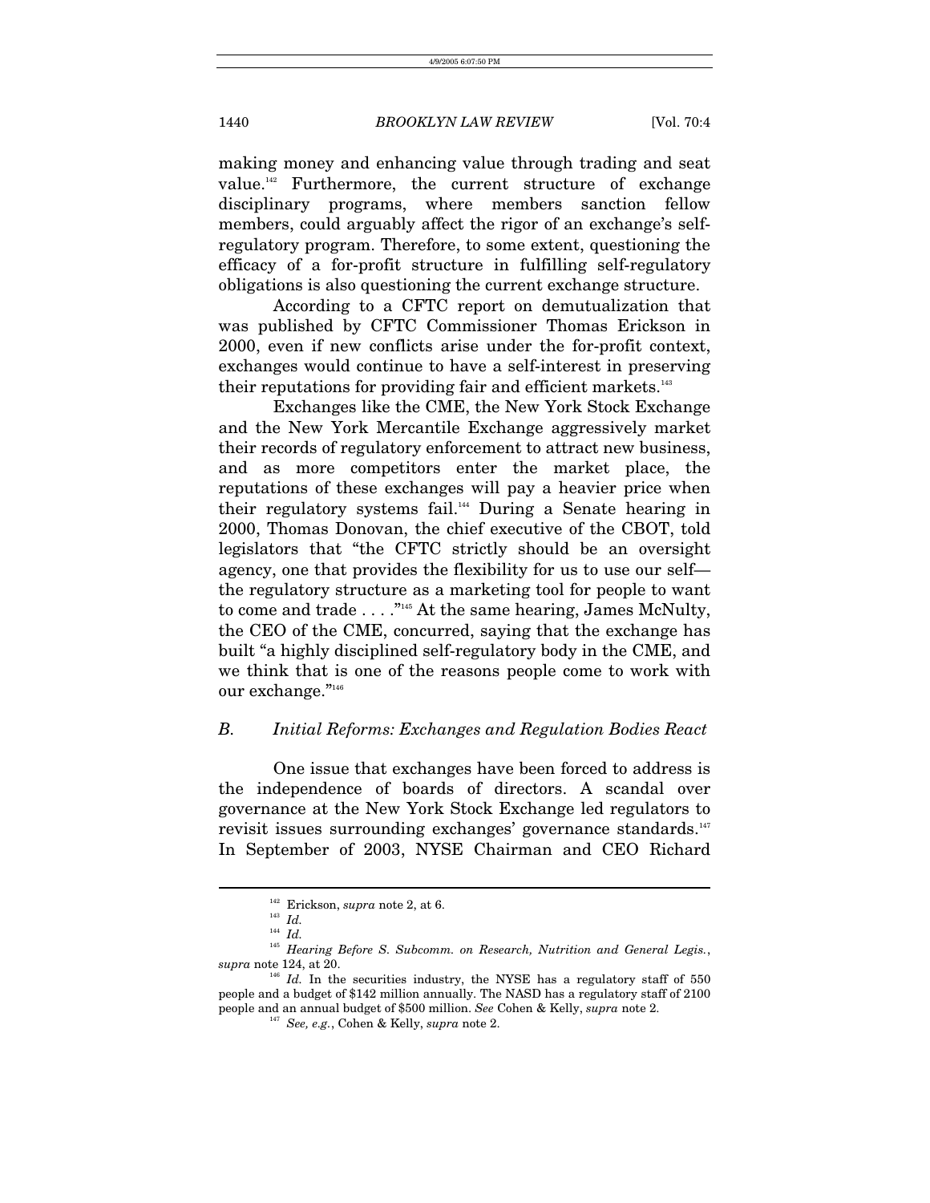making money and enhancing value through trading and seat value.[142] Furthermore, the current structure of exchange disciplinary programs, where members sanction fellow members, could arguably affect the rigor of an exchange's self-regulatory program. Therefore, to some extent, questioning the efficacy of a for-profit structure in fulfilling self-regulatory obligations is also questioning the current exchange structure.

According to a CFTC report on demutualization that was published by CFTC Commissioner Thomas Erickson in 2000, even if new conflicts arise under the for-profit context, exchanges would continue to have a self-interest in preserving their reputations for providing fair and efficient markets.[143]

Exchanges like the CME, the New York Stock Exchange and the New York Mercantile Exchange aggressively market their records of regulatory enforcement to attract new business, and as more competitors enter the market place, the reputations of these exchanges will pay a heavier price when their regulatory systems fail.[144] During a Senate hearing in 2000, Thomas Donovan, the chief executive of the CBOT, told legislators that "the CFTC strictly should be an oversight agency, one that provides the flexibility for us to use our self—the regulatory structure as a marketing tool for people to want to come and trade . . . ."[145] At the same hearing, James McNulty, the CEO of the CME, concurred, saying that the exchange has built "a highly disciplined self-regulatory body in the CME, and we think that is one of the reasons people come to work with our exchange."[146]

### *B. Initial Reforms: Exchanges and Regulation Bodies React*

One issue that exchanges have been forced to address is the independence of boards of directors. A scandal over governance at the New York Stock Exchange led regulators to revisit issues surrounding exchanges' governance standards.[147] In September of 2003, NYSE Chairman and CEO Richard

---

[142] Erickson, *supra* note 2, at 6.

[143] *Id.*

[144] *Id.*

[145] *Hearing Before S. Subcomm. on Research, Nutrition and General Legis.*, *supra* note 124, at 20.

[146] *Id.* In the securities industry, the NYSE has a regulatory staff of 550 people and a budget of $142 million annually. The NASD has a regulatory staff of 2100 people and an annual budget of $500 million. *See* Cohen & Kelly, *supra* note 2.

[147] *See, e.g.*, Cohen & Kelly, *supra* note 2.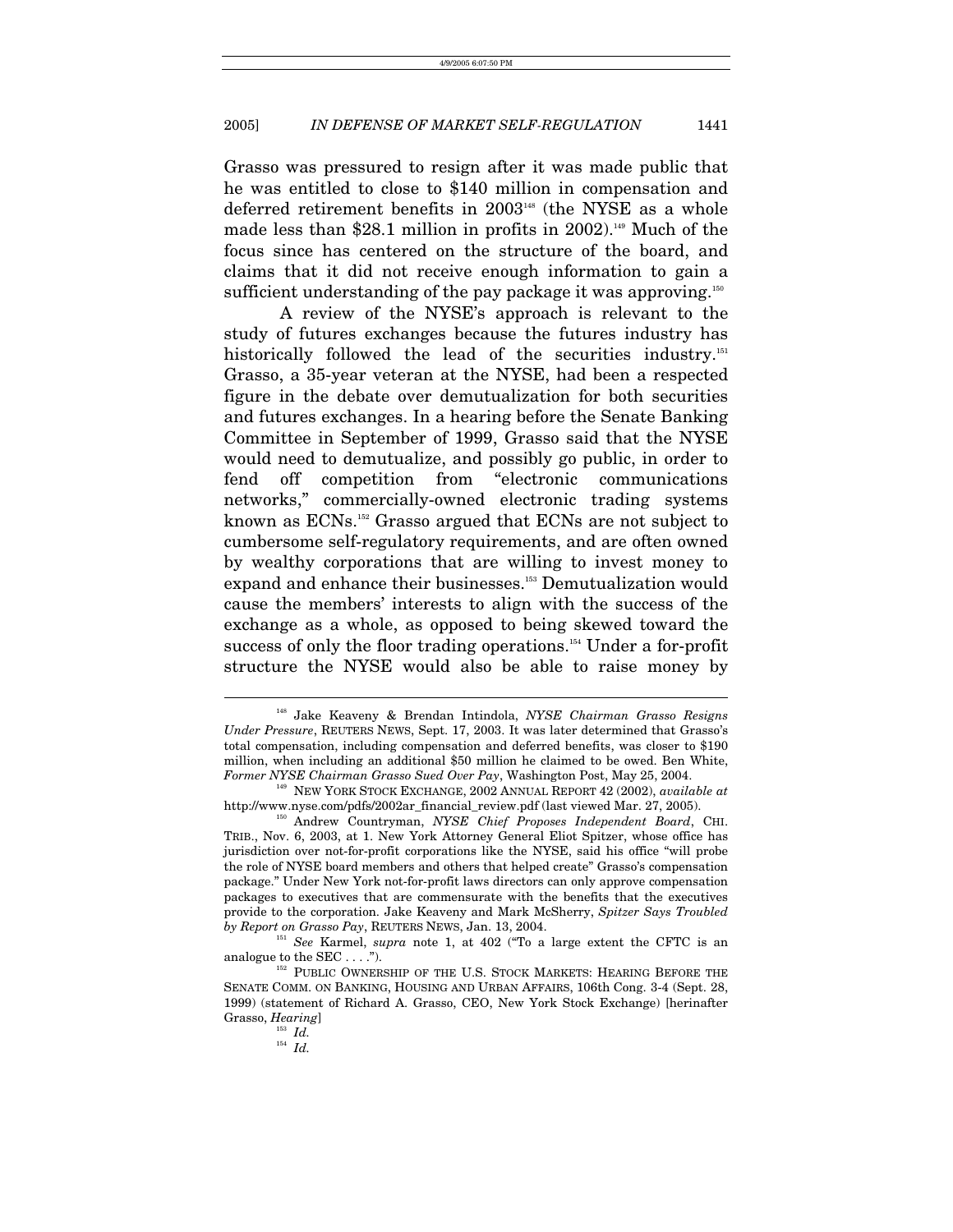Grasso was pressured to resign after it was made public that he was entitled to close to $140 million in compensation and deferred retirement benefits in 2003[148] (the NYSE as a whole made less than $28.1 million in profits in 2002).[149] Much of the focus since has centered on the structure of the board, and claims that it did not receive enough information to gain a sufficient understanding of the pay package it was approving.[150]

A review of the NYSE's approach is relevant to the study of futures exchanges because the futures industry has historically followed the lead of the securities industry.[151] Grasso, a 35-year veteran at the NYSE, had been a respected figure in the debate over demutualization for both securities and futures exchanges. In a hearing before the Senate Banking Committee in September of 1999, Grasso said that the NYSE would need to demutualize, and possibly go public, in order to fend off competition from "electronic communications networks," commercially-owned electronic trading systems known as ECNs.[152] Grasso argued that ECNs are not subject to cumbersome self-regulatory requirements, and are often owned by wealthy corporations that are willing to invest money to expand and enhance their businesses.[153] Demutualization would cause the members' interests to align with the success of the exchange as a whole, as opposed to being skewed toward the success of only the floor trading operations.[154] Under a for-profit structure the NYSE would also be able to raise money by

---

[148] Jake Keaveny & Brendan Intindola, *NYSE Chairman Grasso Resigns Under Pressure*, REUTERS NEWS, Sept. 17, 2003. It was later determined that Grasso's total compensation, including compensation and deferred benefits, was closer to $190 million, when including an additional $50 million he claimed to be owed. Ben White, *Former NYSE Chairman Grasso Sued Over Pay*, Washington Post, May 25, 2004.

[149] NEW YORK STOCK EXCHANGE, 2002 ANNUAL REPORT 42 (2002), *available at* http://www.nyse.com/pdfs/2002ar_financial_review.pdf (last viewed Mar. 27, 2005).

[150] Andrew Countryman, *NYSE Chief Proposes Independent Board*, CHI. TRIB., Nov. 6, 2003, at 1. New York Attorney General Eliot Spitzer, whose office has jurisdiction over not-for-profit corporations like the NYSE, said his office "will probe the role of NYSE board members and others that helped create" Grasso's compensation package." Under New York not-for-profit laws directors can only approve compensation packages to executives that are commensurate with the benefits that the executives provide to the corporation. Jake Keaveny and Mark McSherry, *Spitzer Says Troubled by Report on Grasso Pay*, REUTERS NEWS, Jan. 13, 2004.

[151] *See* Karmel, *supra* note 1, at 402 ("To a large extent the CFTC is an analogue to the SEC . . . .").

[152] PUBLIC OWNERSHIP OF THE U.S. STOCK MARKETS: HEARING BEFORE THE SENATE COMM. ON BANKING, HOUSING AND URBAN AFFAIRS, 106th Cong. 3-4 (Sept. 28, 1999) (statement of Richard A. Grasso, CEO, New York Stock Exchange) [herinafter Grasso, *Hearing*]

[153] *Id.*

[154] *Id.*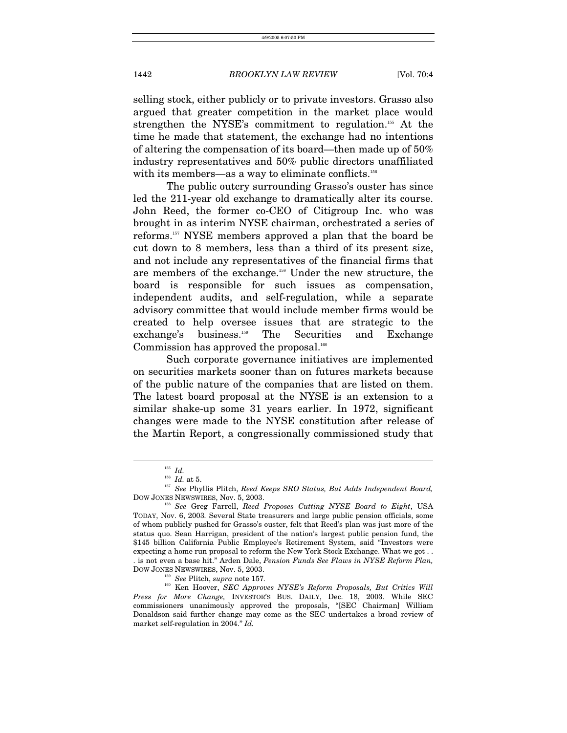selling stock, either publicly or to private investors. Grasso also argued that greater competition in the market place would strengthen the NYSE's commitment to regulation.[155] At the time he made that statement, the exchange had no intentions of altering the compensation of its board—then made up of 50% industry representatives and 50% public directors unaffiliated with its members—as a way to eliminate conflicts.[156]

The public outcry surrounding Grasso's ouster has since led the 211-year old exchange to dramatically alter its course. John Reed, the former co-CEO of Citigroup Inc. who was brought in as interim NYSE chairman, orchestrated a series of reforms.[157] NYSE members approved a plan that the board be cut down to 8 members, less than a third of its present size, and not include any representatives of the financial firms that are members of the exchange.[158] Under the new structure, the board is responsible for such issues as compensation, independent audits, and self-regulation, while a separate advisory committee that would include member firms would be created to help oversee issues that are strategic to the exchange's business.[159] The Securities and Exchange Commission has approved the proposal.[160]

Such corporate governance initiatives are implemented on securities markets sooner than on futures markets because of the public nature of the companies that are listed on them. The latest board proposal at the NYSE is an extension to a similar shake-up some 31 years earlier. In 1972, significant changes were made to the NYSE constitution after release of the Martin Report, a congressionally commissioned study that

---

[155] *Id.*

[156] *Id.* at 5.

[157] *See* Phyllis Plitch, *Reed Keeps SRO Status, But Adds Independent Board,* DOW JONES NEWSWIRES, Nov. 5, 2003.

[158] *See* Greg Farrell, *Reed Proposes Cutting NYSE Board to Eight*, USA TODAY, Nov. 6, 2003. Several State treasurers and large public pension officials, some of whom publicly pushed for Grasso's ouster, felt that Reed's plan was just more of the status quo. Sean Harrigan, president of the nation's largest public pension fund, the $145 billion California Public Employee's Retirement System, said "Investors were expecting a home run proposal to reform the New York Stock Exchange. What we got . . . is not even a base hit." Arden Dale, *Pension Funds See Flaws in NYSE Reform Plan,* DOW JONES NEWSWIRES, Nov. 5, 2003.

[159] *See* Plitch, *supra* note 157.

[160] Ken Hoover, *SEC Approves NYSE's Reform Proposals, But Critics Will Press for More Change,* INVESTOR'S BUS. DAILY, Dec. 18, 2003. While SEC commissioners unanimously approved the proposals, "[SEC Chairman] William Donaldson said further change may come as the SEC undertakes a broad review of market self-regulation in 2004." *Id.*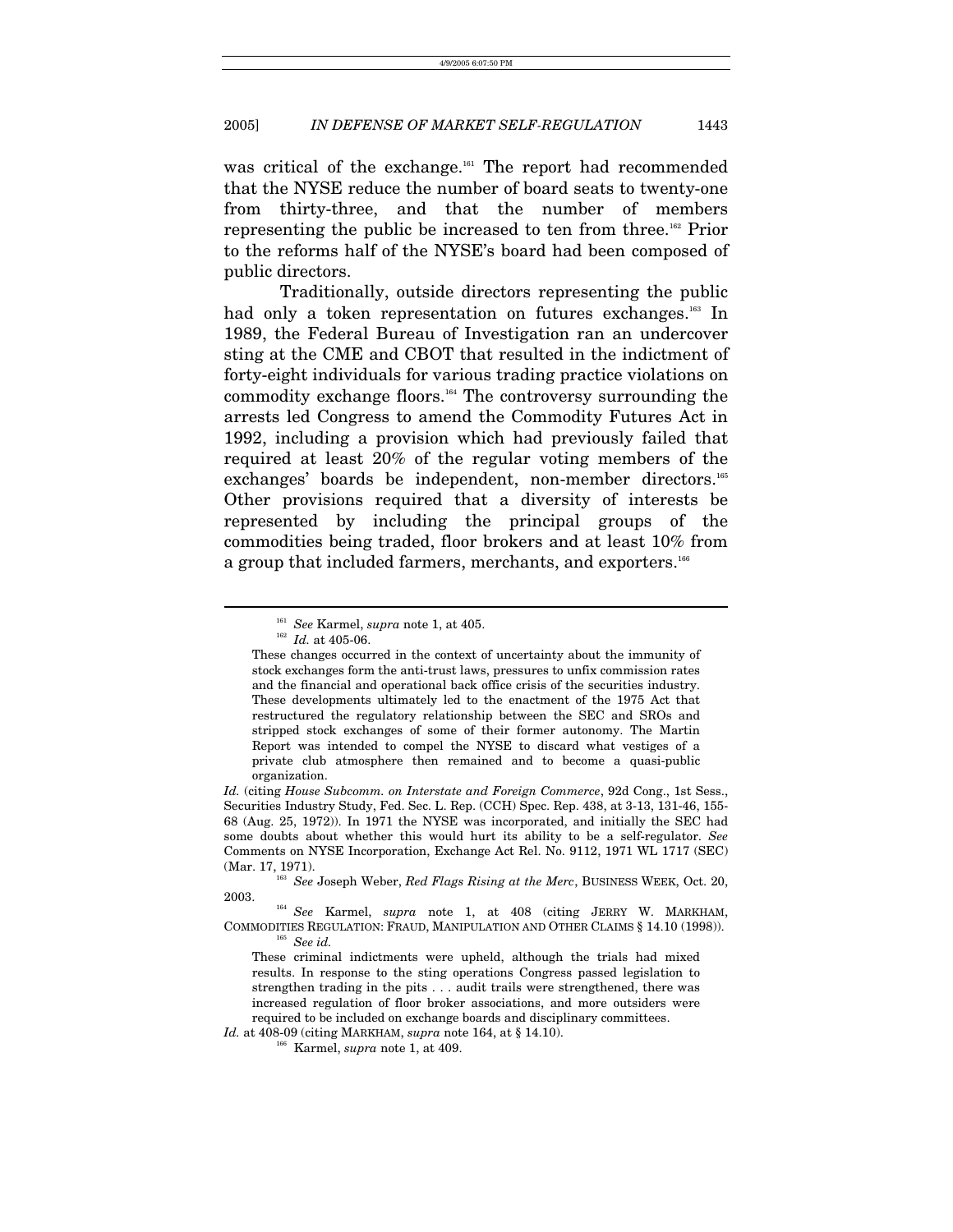was critical of the exchange.[161] The report had recommended that the NYSE reduce the number of board seats to twenty-one from thirty-three, and that the number of members representing the public be increased to ten from three.[162] Prior to the reforms half of the NYSE's board had been composed of public directors.

Traditionally, outside directors representing the public had only a token representation on futures exchanges.[163] In 1989, the Federal Bureau of Investigation ran an undercover sting at the CME and CBOT that resulted in the indictment of forty-eight individuals for various trading practice violations on commodity exchange floors.[164] The controversy surrounding the arrests led Congress to amend the Commodity Futures Act in 1992, including a provision which had previously failed that required at least 20% of the regular voting members of the exchanges' boards be independent, non-member directors.[165] Other provisions required that a diversity of interests be represented by including the principal groups of the commodities being traded, floor brokers and at least 10% from a group that included farmers, merchants, and exporters.[166]

---

[161] *See* Karmel, *supra* note 1, at 405.

[162] *Id.* at 405-06.

> These changes occurred in the context of uncertainty about the immunity of stock exchanges form the anti-trust laws, pressures to unfix commission rates and the financial and operational back office crisis of the securities industry. These developments ultimately led to the enactment of the 1975 Act that restructured the regulatory relationship between the SEC and SROs and stripped stock exchanges of some of their former autonomy. The Martin Report was intended to compel the NYSE to discard what vestiges of a private club atmosphere then remained and to become a quasi-public organization.

*Id.* (citing *House Subcomm. on Interstate and Foreign Commerce*, 92d Cong., 1st Sess., Securities Industry Study, Fed. Sec. L. Rep. (CCH) Spec. Rep. 438, at 3-13, 131-46, 155-68 (Aug. 25, 1972)). In 1971 the NYSE was incorporated, and initially the SEC had some doubts about whether this would hurt its ability to be a self-regulator. *See* Comments on NYSE Incorporation, Exchange Act Rel. No. 9112, 1971 WL 1717 (SEC) (Mar. 17, 1971).

[163] *See* Joseph Weber, *Red Flags Rising at the Merc*, BUSINESS WEEK, Oct. 20, 2003.

[164] *See* Karmel, *supra* note 1, at 408 (citing JERRY W. MARKHAM, COMMODITIES REGULATION: FRAUD, MANIPULATION AND OTHER CLAIMS § 14.10 (1998)).

[165] *See id.*

> These criminal indictments were upheld, although the trials had mixed results. In response to the sting operations Congress passed legislation to strengthen trading in the pits . . . audit trails were strengthened, there was increased regulation of floor broker associations, and more outsiders were required to be included on exchange boards and disciplinary committees.

*Id.* at 408-09 (citing MARKHAM, *supra* note 164, at § 14.10).

[166] Karmel, *supra* note 1, at 409.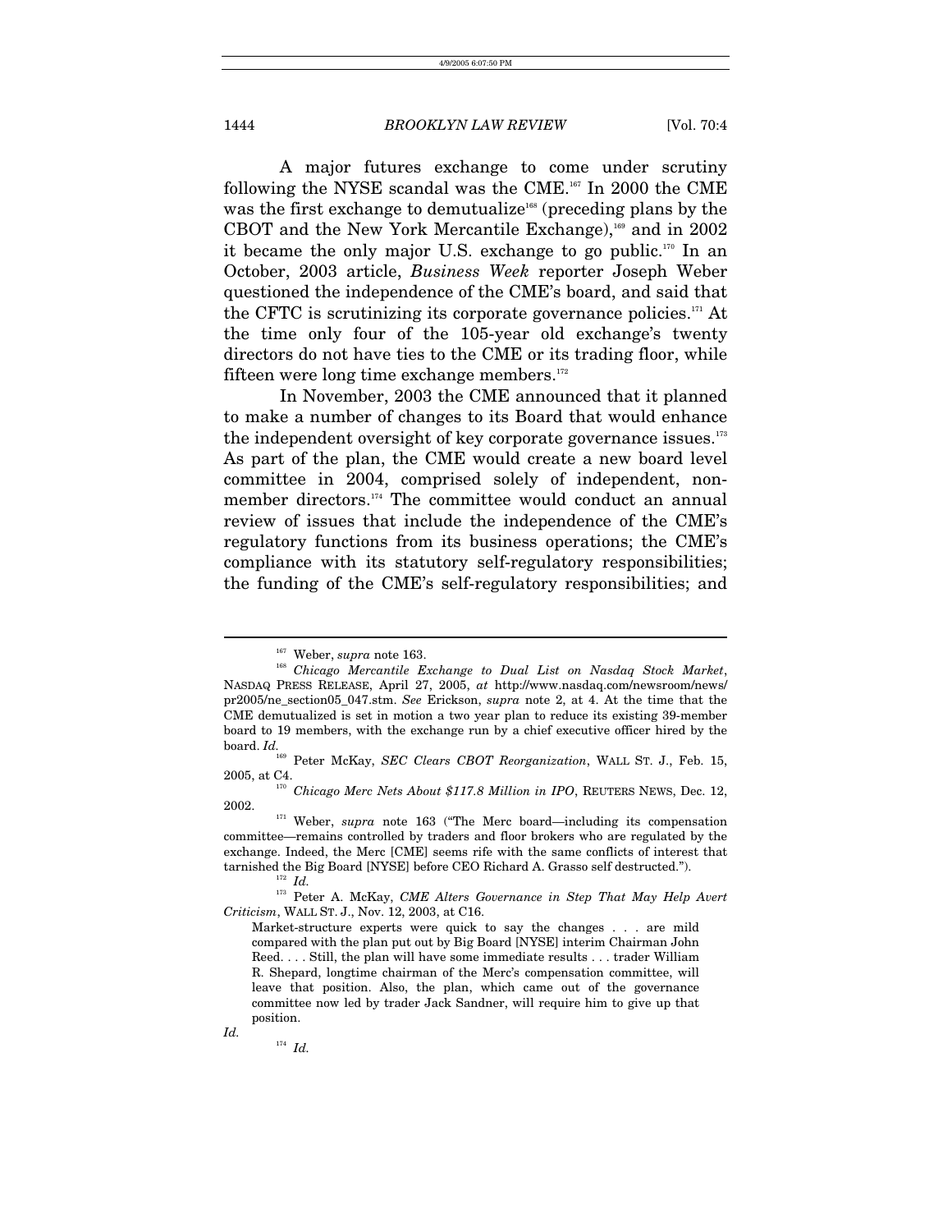A major futures exchange to come under scrutiny following the NYSE scandal was the CME.[167] In 2000 the CME was the first exchange to demutualize[168] (preceding plans by the CBOT and the New York Mercantile Exchange),[169] and in 2002 it became the only major U.S. exchange to go public.[170] In an October, 2003 article, *Business Week* reporter Joseph Weber questioned the independence of the CME's board, and said that the CFTC is scrutinizing its corporate governance policies.[171] At the time only four of the 105-year old exchange's twenty directors do not have ties to the CME or its trading floor, while fifteen were long time exchange members.[172]

In November, 2003 the CME announced that it planned to make a number of changes to its Board that would enhance the independent oversight of key corporate governance issues.[173] As part of the plan, the CME would create a new board level committee in 2004, comprised solely of independent, non-member directors.[174] The committee would conduct an annual review of issues that include the independence of the CME's regulatory functions from its business operations; the CME's compliance with its statutory self-regulatory responsibilities; the funding of the CME's self-regulatory responsibilities; and

---

[167] Weber, *supra* note 163.

[168] *Chicago Mercantile Exchange to Dual List on Nasdaq Stock Market*, NASDAQ PRESS RELEASE, April 27, 2005, *at* http://www.nasdaq.com/newsroom/news/pr2005/ne_section05_047.stm. *See* Erickson, *supra* note 2, at 4. At the time that the CME demutualized is set in motion a two year plan to reduce its existing 39-member board to 19 members, with the exchange run by a chief executive officer hired by the board. *Id.*

[169] Peter McKay, *SEC Clears CBOT Reorganization*, WALL ST. J., Feb. 15, 2005, at C4.

[170] *Chicago Merc Nets About $117.8 Million in IPO*, REUTERS NEWS, Dec. 12, 2002.

[171] Weber, *supra* note 163 ("The Merc board—including its compensation committee—remains controlled by traders and floor brokers who are regulated by the exchange. Indeed, the Merc [CME] seems rife with the same conflicts of interest that tarnished the Big Board [NYSE] before CEO Richard A. Grasso self destructed.").

[172] *Id.*

[173] Peter A. McKay, *CME Alters Governance in Step That May Help Avert Criticism*, WALL ST. J., Nov. 12, 2003, at C16.

> Market-structure experts were quick to say the changes . . . are mild compared with the plan put out by Big Board [NYSE] interim Chairman John Reed. . . . Still, the plan will have some immediate results . . . trader William R. Shepard, longtime chairman of the Merc's compensation committee, will leave that position. Also, the plan, which came out of the governance committee now led by trader Jack Sandner, will require him to give up that position.

*Id.*

[174] *Id.*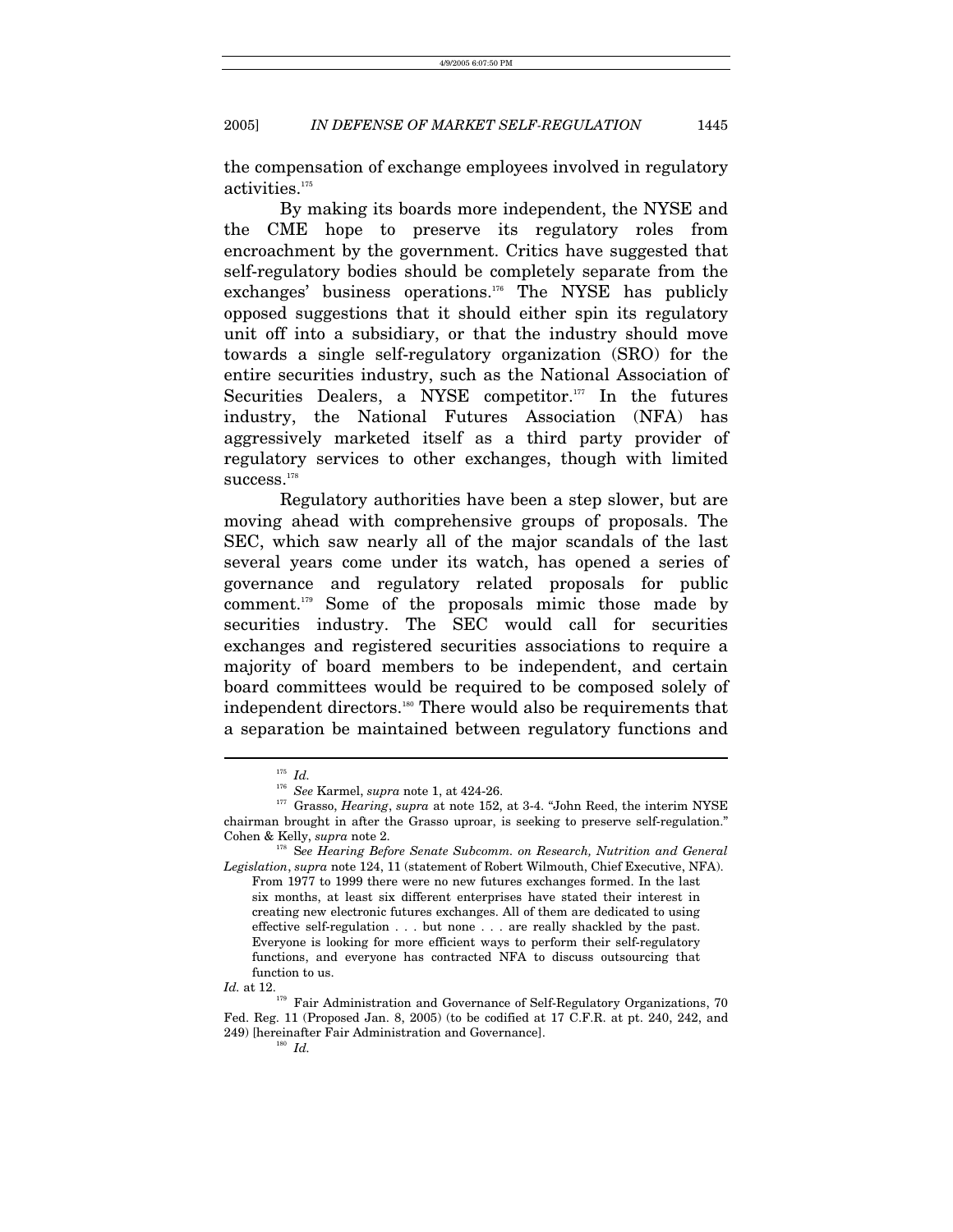the compensation of exchange employees involved in regulatory activities.[175]

By making its boards more independent, the NYSE and the CME hope to preserve its regulatory roles from encroachment by the government. Critics have suggested that self-regulatory bodies should be completely separate from the exchanges' business operations.[176] The NYSE has publicly opposed suggestions that it should either spin its regulatory unit off into a subsidiary, or that the industry should move towards a single self-regulatory organization (SRO) for the entire securities industry, such as the National Association of Securities Dealers, a NYSE competitor.[177] In the futures industry, the National Futures Association (NFA) has aggressively marketed itself as a third party provider of regulatory services to other exchanges, though with limited success.[178]

Regulatory authorities have been a step slower, but are moving ahead with comprehensive groups of proposals. The SEC, which saw nearly all of the major scandals of the last several years come under its watch, has opened a series of governance and regulatory related proposals for public comment.[179] Some of the proposals mimic those made by securities industry. The SEC would call for securities exchanges and registered securities associations to require a majority of board members to be independent, and certain board committees would be required to be composed solely of independent directors.[180] There would also be requirements that a separation be maintained between regulatory functions and

---

[175] *Id.*

[176] *See* Karmel, *supra* note 1, at 424-26.

[177] Grasso, *Hearing*, *supra* at note 152, at 3-4. "John Reed, the interim NYSE chairman brought in after the Grasso uproar, is seeking to preserve self-regulation." Cohen & Kelly, *supra* note 2.

[178] S*ee Hearing Before Senate Subcomm. on Research, Nutrition and General Legislation*, *supra* note 124, 11 (statement of Robert Wilmouth, Chief Executive, NFA).

> From 1977 to 1999 there were no new futures exchanges formed. In the last six months, at least six different enterprises have stated their interest in creating new electronic futures exchanges. All of them are dedicated to using effective self-regulation . . . but none . . . are really shackled by the past. Everyone is looking for more efficient ways to perform their self-regulatory functions, and everyone has contracted NFA to discuss outsourcing that function to us.

*Id.* at 12.

[179] Fair Administration and Governance of Self-Regulatory Organizations, 70 Fed. Reg. 11 (Proposed Jan. 8, 2005) (to be codified at 17 C.F.R. at pt. 240, 242, and 249) [hereinafter Fair Administration and Governance].

[180] *Id.*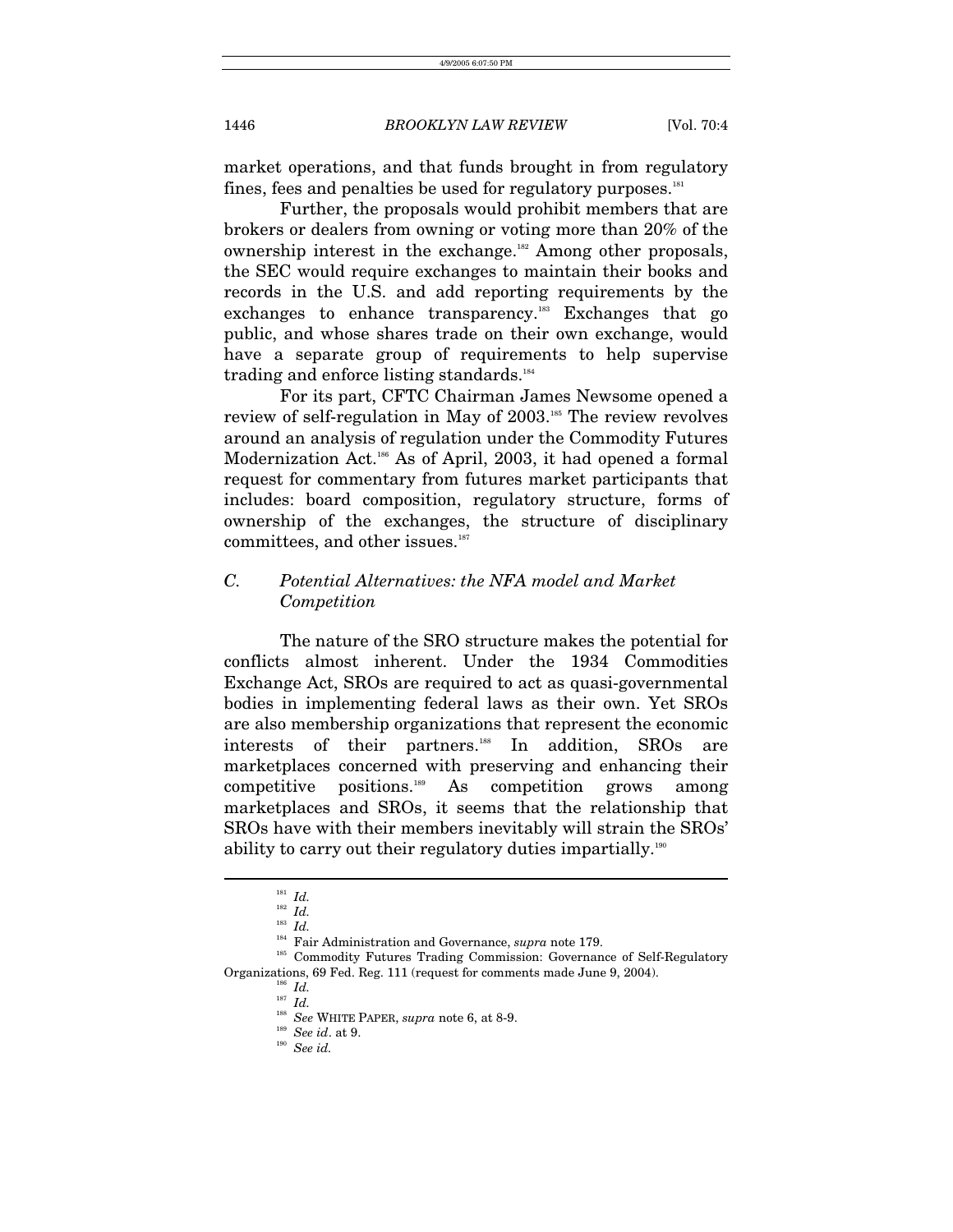market operations, and that funds brought in from regulatory fines, fees and penalties be used for regulatory purposes.[181]

Further, the proposals would prohibit members that are brokers or dealers from owning or voting more than 20% of the ownership interest in the exchange.[182] Among other proposals, the SEC would require exchanges to maintain their books and records in the U.S. and add reporting requirements by the exchanges to enhance transparency.[183] Exchanges that go public, and whose shares trade on their own exchange, would have a separate group of requirements to help supervise trading and enforce listing standards.[184]

For its part, CFTC Chairman James Newsome opened a review of self-regulation in May of 2003.[185] The review revolves around an analysis of regulation under the Commodity Futures Modernization Act.[186] As of April, 2003, it had opened a formal request for commentary from futures market participants that includes: board composition, regulatory structure, forms of ownership of the exchanges, the structure of disciplinary committees, and other issues.[187]

### *C. Potential Alternatives: the NFA model and Market Competition*

The nature of the SRO structure makes the potential for conflicts almost inherent. Under the 1934 Commodities Exchange Act, SROs are required to act as quasi-governmental bodies in implementing federal laws as their own. Yet SROs are also membership organizations that represent the economic interests of their partners.[188] In addition, SROs are marketplaces concerned with preserving and enhancing their competitive positions.[189] As competition grows among marketplaces and SROs, it seems that the relationship that SROs have with their members inevitably will strain the SROs' ability to carry out their regulatory duties impartially.[190]

---

[181] *Id.*

[182] *Id.*

[183] *Id.*

[184] Fair Administration and Governance, *supra* note 179.

[185] Commodity Futures Trading Commission: Governance of Self-Regulatory Organizations, 69 Fed. Reg. 111 (request for comments made June 9, 2004).

[186] *Id.*

[187] *Id.*

[188] *See* WHITE PAPER, *supra* note 6, at 8-9.

[189] *See id*. at 9.

[190] *See id.*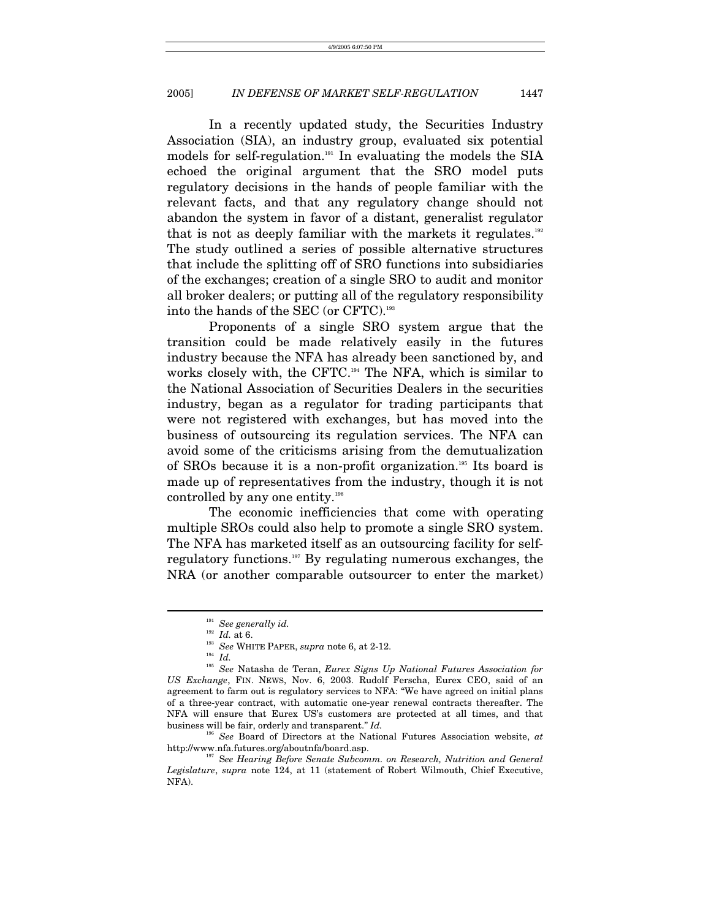In a recently updated study, the Securities Industry Association (SIA), an industry group, evaluated six potential models for self-regulation.[191] In evaluating the models the SIA echoed the original argument that the SRO model puts regulatory decisions in the hands of people familiar with the relevant facts, and that any regulatory change should not abandon the system in favor of a distant, generalist regulator that is not as deeply familiar with the markets it regulates.[192] The study outlined a series of possible alternative structures that include the splitting off of SRO functions into subsidiaries of the exchanges; creation of a single SRO to audit and monitor all broker dealers; or putting all of the regulatory responsibility into the hands of the SEC (or CFTC).[193]

Proponents of a single SRO system argue that the transition could be made relatively easily in the futures industry because the NFA has already been sanctioned by, and works closely with, the CFTC.[194] The NFA, which is similar to the National Association of Securities Dealers in the securities industry, began as a regulator for trading participants that were not registered with exchanges, but has moved into the business of outsourcing its regulation services. The NFA can avoid some of the criticisms arising from the demutualization of SROs because it is a non-profit organization.[195] Its board is made up of representatives from the industry, though it is not controlled by any one entity.[196]

The economic inefficiencies that come with operating multiple SROs could also help to promote a single SRO system. The NFA has marketed itself as an outsourcing facility for self-regulatory functions.[197] By regulating numerous exchanges, the NRA (or another comparable outsourcer to enter the market)

---

[191] *See generally id.*

[192] *Id.* at 6.

[193] *See* WHITE PAPER, *supra* note 6, at 2-12.

[194] *Id.*

[195] *See* Natasha de Teran, *Eurex Signs Up National Futures Association for US Exchange*, FIN. NEWS, Nov. 6, 2003. Rudolf Ferscha, Eurex CEO, said of an agreement to farm out is regulatory services to NFA: "We have agreed on initial plans of a three-year contract, with automatic one-year renewal contracts thereafter. The NFA will ensure that Eurex US's customers are protected at all times, and that business will be fair, orderly and transparent." *Id.*

[196] *See* Board of Directors at the National Futures Association website, *at* http://www.nfa.futures.org/aboutnfa/board.asp.

[197] *See Hearing Before Senate Subcomm. on Research, Nutrition and General Legislature*, *supra* note 124, at 11 (statement of Robert Wilmouth, Chief Executive, NFA).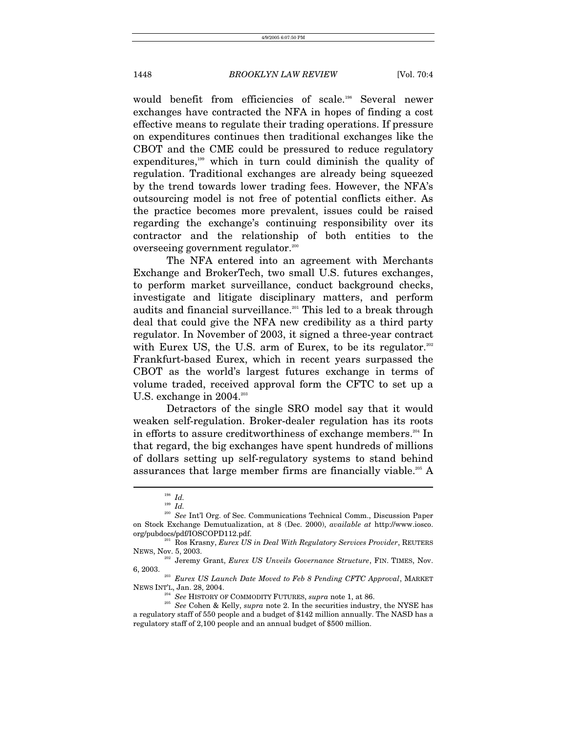would benefit from efficiencies of scale.[198] Several newer exchanges have contracted the NFA in hopes of finding a cost effective means to regulate their trading operations. If pressure on expenditures continues then traditional exchanges like the CBOT and the CME could be pressured to reduce regulatory expenditures,[199] which in turn could diminish the quality of regulation. Traditional exchanges are already being squeezed by the trend towards lower trading fees. However, the NFA's outsourcing model is not free of potential conflicts either. As the practice becomes more prevalent, issues could be raised regarding the exchange's continuing responsibility over its contractor and the relationship of both entities to the overseeing government regulator.[200]

The NFA entered into an agreement with Merchants Exchange and BrokerTech, two small U.S. futures exchanges, to perform market surveillance, conduct background checks, investigate and litigate disciplinary matters, and perform audits and financial surveillance.[201] This led to a break through deal that could give the NFA new credibility as a third party regulator. In November of 2003, it signed a three-year contract with Eurex US, the U.S. arm of Eurex, to be its regulator.[202] Frankfurt-based Eurex, which in recent years surpassed the CBOT as the world's largest futures exchange in terms of volume traded, received approval form the CFTC to set up a U.S. exchange in 2004.[203]

Detractors of the single SRO model say that it would weaken self-regulation. Broker-dealer regulation has its roots in efforts to assure creditworthiness of exchange members.[204] In that regard, the big exchanges have spent hundreds of millions of dollars setting up self-regulatory systems to stand behind assurances that large member firms are financially viable.[205] A

---

[198] *Id.*

[199] *Id.*

[200] *See* Int'l Org. of Sec. Communications Technical Comm., Discussion Paper on Stock Exchange Demutualization, at 8 (Dec. 2000), *available at* http://www.iosco.org/pubdocs/pdf/IOSCOPD112.pdf.

[201] Ros Krasny, *Eurex US in Deal With Regulatory Services Provider*, REUTERS NEWS, Nov. 5, 2003.

[202] Jeremy Grant, *Eurex US Unveils Governance Structure*, FIN. TIMES, Nov. 6, 2003.

[203] *Eurex US Launch Date Moved to Feb 8 Pending CFTC Approval*, MARKET NEWS INT'L, Jan. 28, 2004.

[204] *See* HISTORY OF COMMODITY FUTURES, *supra* note 1, at 86.

[205] *See* Cohen & Kelly, *supra* note 2. In the securities industry, the NYSE has a regulatory staff of 550 people and a budget of $142 million annually. The NASD has a regulatory staff of 2,100 people and an annual budget of $500 million.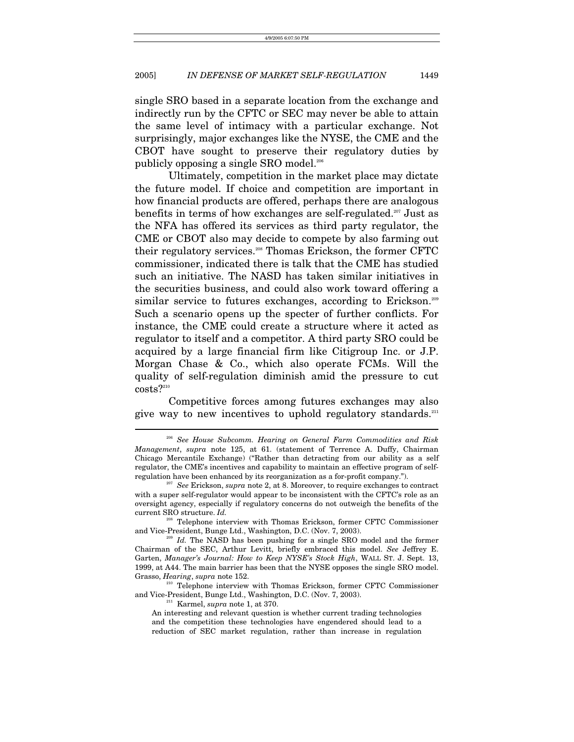single SRO based in a separate location from the exchange and indirectly run by the CFTC or SEC may never be able to attain the same level of intimacy with a particular exchange. Not surprisingly, major exchanges like the NYSE, the CME and the CBOT have sought to preserve their regulatory duties by publicly opposing a single SRO model.[206]

Ultimately, competition in the market place may dictate the future model. If choice and competition are important in how financial products are offered, perhaps there are analogous benefits in terms of how exchanges are self-regulated.[207] Just as the NFA has offered its services as third party regulator, the CME or CBOT also may decide to compete by also farming out their regulatory services.[208] Thomas Erickson, the former CFTC commissioner, indicated there is talk that the CME has studied such an initiative. The NASD has taken similar initiatives in the securities business, and could also work toward offering a similar service to futures exchanges, according to Erickson.[209] Such a scenario opens up the specter of further conflicts. For instance, the CME could create a structure where it acted as regulator to itself and a competitor. A third party SRO could be acquired by a large financial firm like Citigroup Inc. or J.P. Morgan Chase & Co., which also operate FCMs. Will the quality of self-regulation diminish amid the pressure to cut costs?[210]

Competitive forces among futures exchanges may also give way to new incentives to uphold regulatory standards.[211]

---

[206] *See House Subcomm. Hearing on General Farm Commodities and Risk Management*, *supra* note 125, at 61. (statement of Terrence A. Duffy, Chairman Chicago Mercantile Exchange) ("Rather than detracting from our ability as a self regulator, the CME's incentives and capability to maintain an effective program of self-regulation have been enhanced by its reorganization as a for-profit company.").

[207] *See* Erickson, *supra* note 2, at 8. Moreover, to require exchanges to contract with a super self-regulator would appear to be inconsistent with the CFTC's role as an oversight agency, especially if regulatory concerns do not outweigh the benefits of the current SRO structure. *Id.*

[208] Telephone interview with Thomas Erickson, former CFTC Commissioner and Vice-President, Bunge Ltd., Washington, D.C. (Nov. 7, 2003).

[209] *Id.* The NASD has been pushing for a single SRO model and the former Chairman of the SEC, Arthur Levitt, briefly embraced this model. *See* Jeffrey E. Garten, *Manager's Journal: How to Keep NYSE's Stock High*, WALL ST. J. Sept. 13, 1999, at A44. The main barrier has been that the NYSE opposes the single SRO model. Grasso, *Hearing*, *supra* note 152.

[210] Telephone interview with Thomas Erickson, former CFTC Commissioner and Vice-President, Bunge Ltd., Washington, D.C. (Nov. 7, 2003).

[211] Karmel, *supra* note 1, at 370.

> An interesting and relevant question is whether current trading technologies and the competition these technologies have engendered should lead to a reduction of SEC market regulation, rather than increase in regulation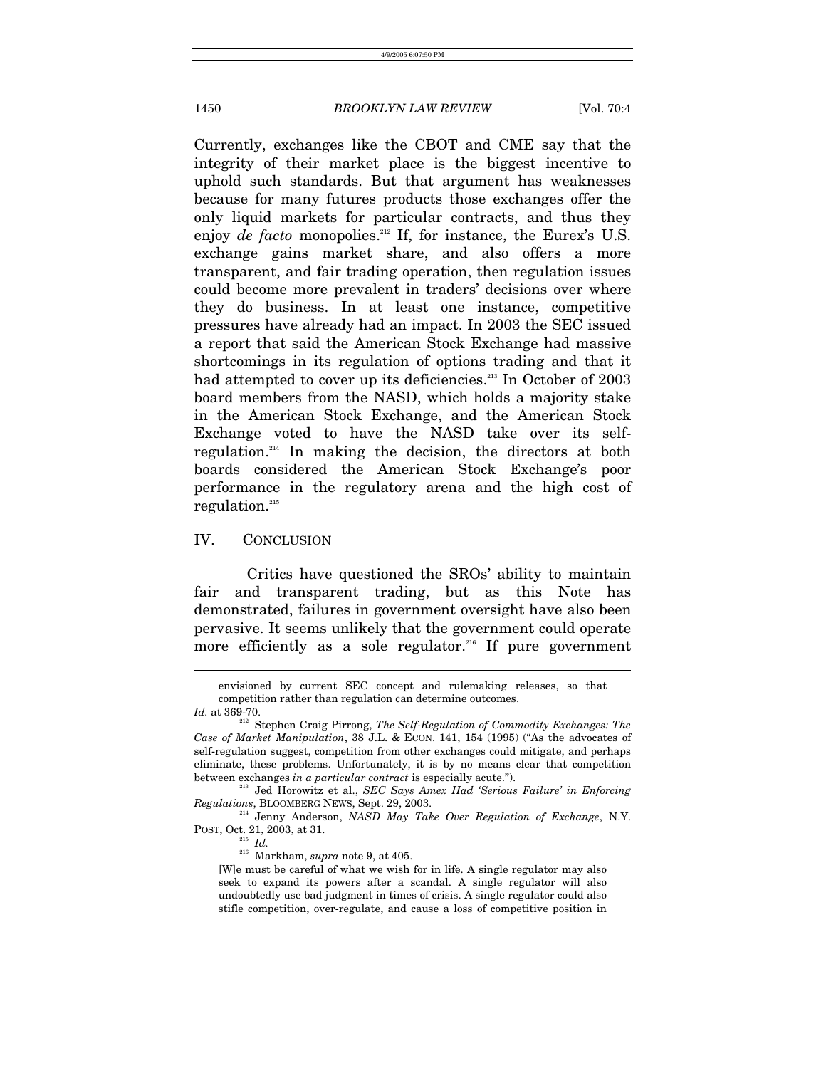Currently, exchanges like the CBOT and CME say that the integrity of their market place is the biggest incentive to uphold such standards. But that argument has weaknesses because for many futures products those exchanges offer the only liquid markets for particular contracts, and thus they enjoy *de facto* monopolies.[212] If, for instance, the Eurex's U.S. exchange gains market share, and also offers a more transparent, and fair trading operation, then regulation issues could become more prevalent in traders' decisions over where they do business. In at least one instance, competitive pressures have already had an impact. In 2003 the SEC issued a report that said the American Stock Exchange had massive shortcomings in its regulation of options trading and that it had attempted to cover up its deficiencies.[213] In October of 2003 board members from the NASD, which holds a majority stake in the American Stock Exchange, and the American Stock Exchange voted to have the NASD take over its self-regulation.[214] In making the decision, the directors at both boards considered the American Stock Exchange's poor performance in the regulatory arena and the high cost of regulation.[215]

## IV. CONCLUSION

Critics have questioned the SROs' ability to maintain fair and transparent trading, but as this Note has demonstrated, failures in government oversight have also been pervasive. It seems unlikely that the government could operate more efficiently as a sole regulator.[216] If pure government

---

envisioned by current SEC concept and rulemaking releases, so that competition rather than regulation can determine outcomes.

*Id.* at 369-70.

[212] Stephen Craig Pirrong, *The Self-Regulation of Commodity Exchanges: The Case of Market Manipulation*, 38 J.L. & ECON. 141, 154 (1995) ("As the advocates of self-regulation suggest, competition from other exchanges could mitigate, and perhaps eliminate, these problems. Unfortunately, it is by no means clear that competition between exchanges *in a particular contract* is especially acute.").

[213] Jed Horowitz et al., *SEC Says Amex Had 'Serious Failure' in Enforcing Regulations*, BLOOMBERG NEWS, Sept. 29, 2003.

[214] Jenny Anderson, *NASD May Take Over Regulation of Exchange*, N.Y. POST, Oct. 21, 2003, at 31.

[215] *Id.*

[216] Markham, *supra* note 9, at 405.

> [W]e must be careful of what we wish for in life. A single regulator may also seek to expand its powers after a scandal. A single regulator will also undoubtedly use bad judgment in times of crisis. A single regulator could also stifle competition, over-regulate, and cause a loss of competitive position in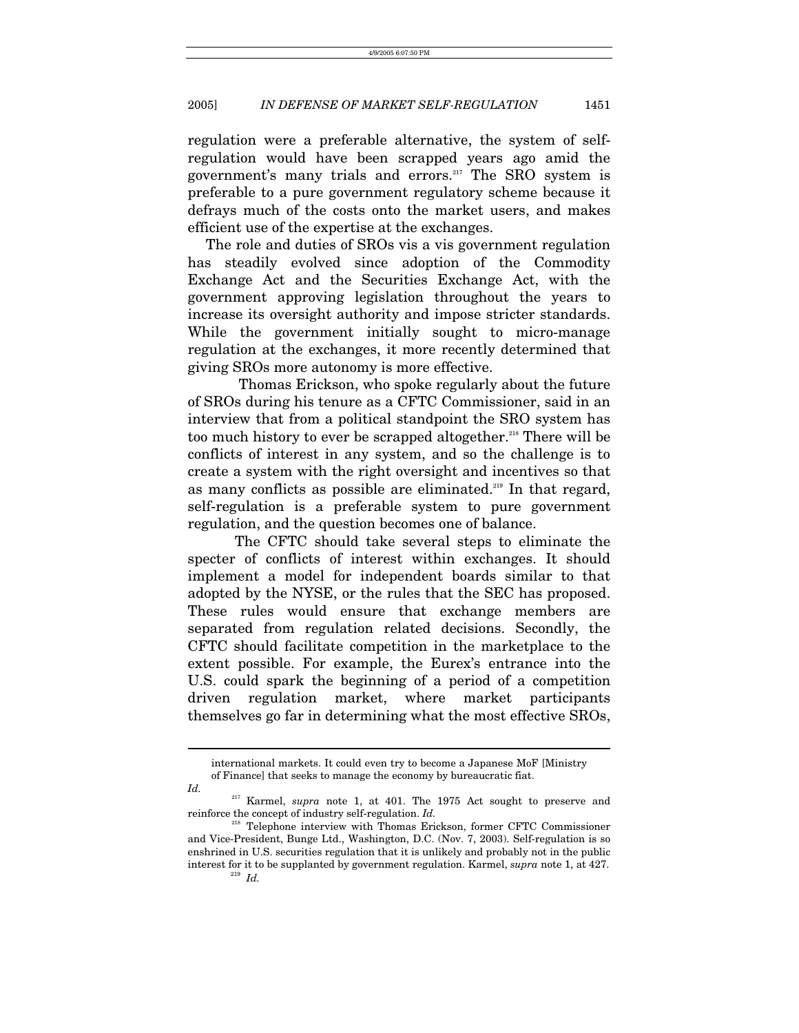regulation were a preferable alternative, the system of self-regulation would have been scrapped years ago amid the government's many trials and errors.[217] The SRO system is preferable to a pure government regulatory scheme because it defrays much of the costs onto the market users, and makes efficient use of the expertise at the exchanges.

The role and duties of SROs vis a vis government regulation has steadily evolved since adoption of the Commodity Exchange Act and the Securities Exchange Act, with the government approving legislation throughout the years to increase its oversight authority and impose stricter standards. While the government initially sought to micro-manage regulation at the exchanges, it more recently determined that giving SROs more autonomy is more effective.

Thomas Erickson, who spoke regularly about the future of SROs during his tenure as a CFTC Commissioner, said in an interview that from a political standpoint the SRO system has too much history to ever be scrapped altogether.[218] There will be conflicts of interest in any system, and so the challenge is to create a system with the right oversight and incentives so that as many conflicts as possible are eliminated.[219] In that regard, self-regulation is a preferable system to pure government regulation, and the question becomes one of balance.

The CFTC should take several steps to eliminate the specter of conflicts of interest within exchanges. It should implement a model for independent boards similar to that adopted by the NYSE, or the rules that the SEC has proposed. These rules would ensure that exchange members are separated from regulation related decisions. Secondly, the CFTC should facilitate competition in the marketplace to the extent possible. For example, the Eurex's entrance into the U.S. could spark the beginning of a period of a competition driven regulation market, where market participants themselves go far in determining what the most effective SROs,

---

international markets. It could even try to become a Japanese MoF [Ministry of Finance] that seeks to manage the economy by bureaucratic fiat.

*Id.*

[217] Karmel, *supra* note 1, at 401. The 1975 Act sought to preserve and reinforce the concept of industry self-regulation. *Id.*

[218] Telephone interview with Thomas Erickson, former CFTC Commissioner and Vice-President, Bunge Ltd., Washington, D.C. (Nov. 7, 2003). Self-regulation is so enshrined in U.S. securities regulation that it is unlikely and probably not in the public interest for it to be supplanted by government regulation. Karmel, *supra* note 1, at 427.

[219] *Id.*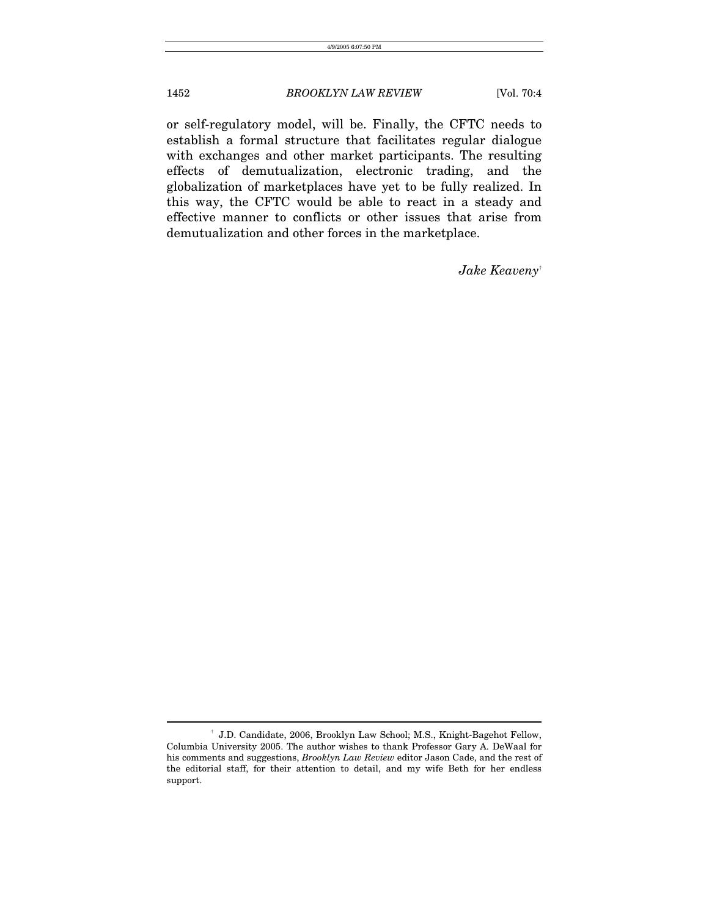or self-regulatory model, will be. Finally, the CFTC needs to establish a formal structure that facilitates regular dialogue with exchanges and other market participants. The resulting effects of demutualization, electronic trading, and the globalization of marketplaces have yet to be fully realized. In this way, the CFTC would be able to react in a steady and effective manner to conflicts or other issues that arise from demutualization and other forces in the marketplace.

*Jake Keaveny*[†]

---

[†] J.D. Candidate, 2006, Brooklyn Law School; M.S., Knight-Bagehot Fellow, Columbia University 2005. The author wishes to thank Professor Gary A. DeWaal for his comments and suggestions, *Brooklyn Law Review* editor Jason Cade, and the rest of the editorial staff, for their attention to detail, and my wife Beth for her endless support.